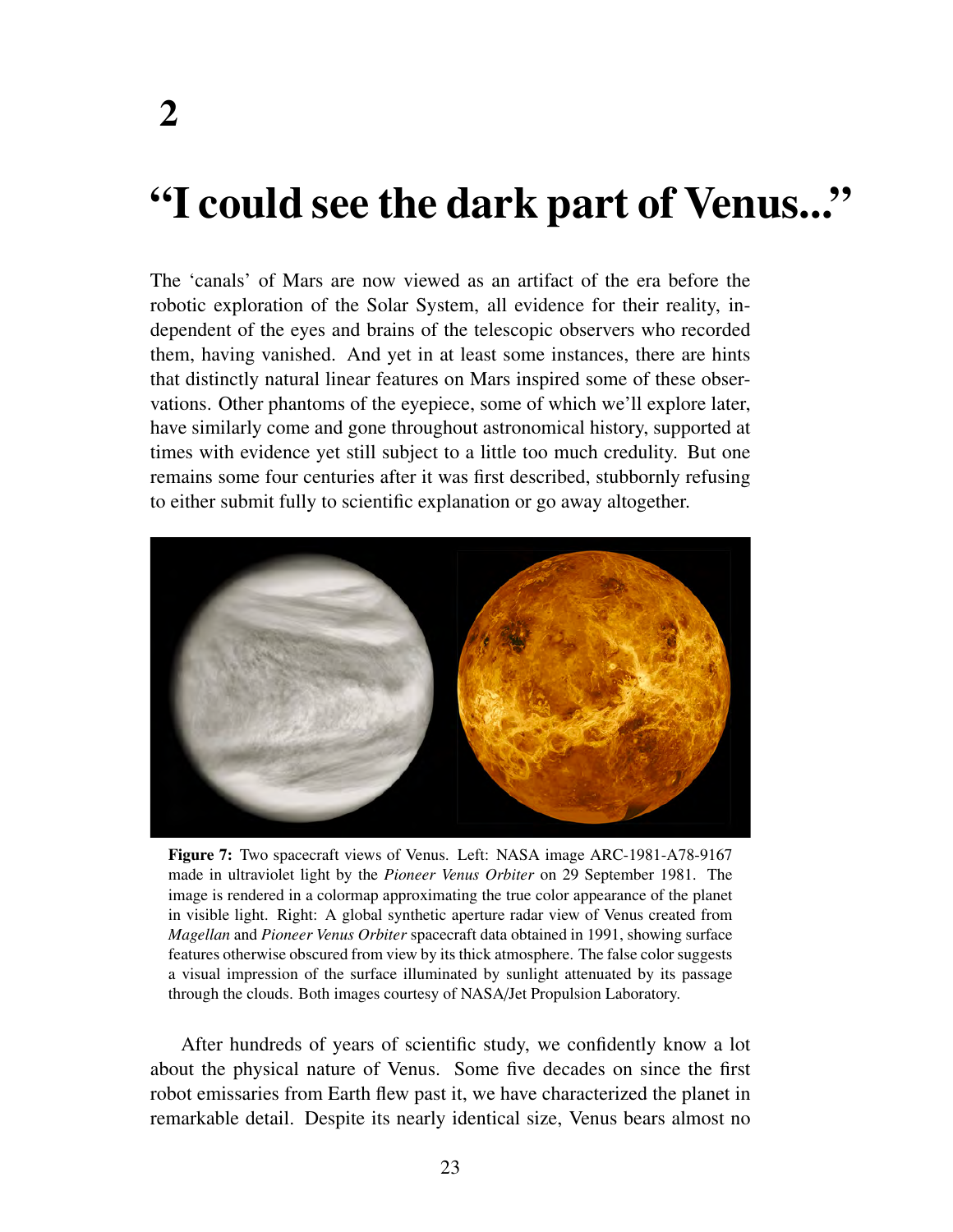# 2

# "I could see the dark part of Venus..."

The 'canals' of Mars are now viewed as an artifact of the era before the robotic exploration of the Solar System, all evidence for their reality, independent of the eyes and brains of the telescopic observers who recorded them, having vanished. And yet in at least some instances, there are hints that distinctly natural linear features on Mars inspired some of these observations. Other phantoms of the eyepiece, some of which we'll explore later, have similarly come and gone throughout astronomical history, supported at times with evidence yet still subject to a little too much credulity. But one remains some four centuries after it was first described, stubbornly refusing to either submit fully to scientific explanation or go away altogether.

**Figure 7:** Two spacecraft views of Venus. Left: NASA image ARC-1981-A78-9167 made in ultraviolet light by the *Pioneer Venus Orbiter* on 29 September 1981. The image is rendered in a colormap approximating the true color appearance of the planet in visible light. Right: A global synthetic aperture radar view of Venus created from *Magellan* and *Pioneer Venus Orbiter* spacecraft data obtained in 1991, showing surface features otherwise obscured from view by its thick atmosphere. The false color suggests a visual impression of the surface illuminated by sunlight attenuated by its passage through the clouds. Both images courtesy of NASA/Jet Propulsion Laboratory.

After hundreds of years of scientific study, we confidently know a lot about the physical nature of Venus. Some five decades on since the first robot emissaries from Earth flew past it, we have characterized the planet in remarkable detail. Despite its nearly identical size, Venus bears almost no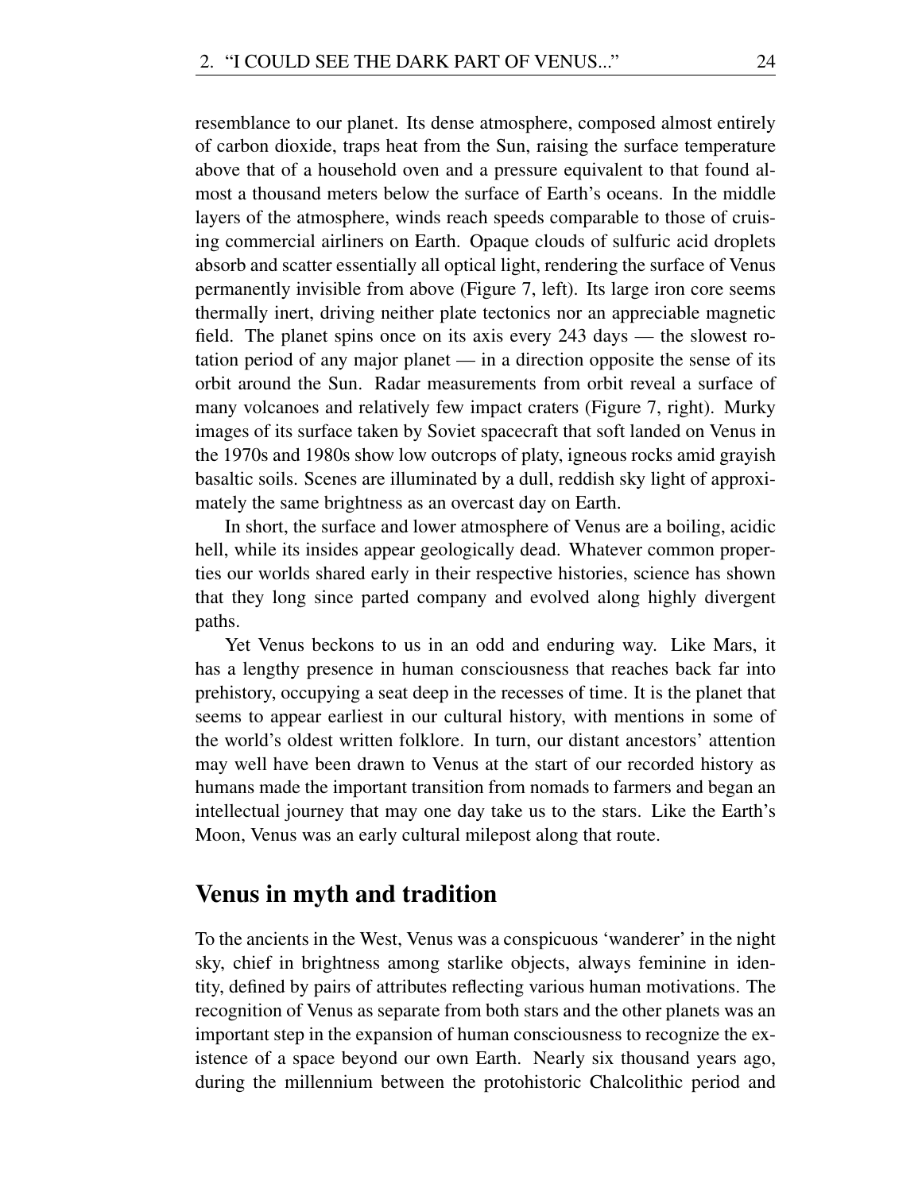resemblance to our planet. Its dense atmosphere, composed almost entirely of carbon dioxide, traps heat from the Sun, raising the surface temperature above that of a household oven and a pressure equivalent to that found almost a thousand meters below the surface of Earth's oceans. In the middle layers of the atmosphere, winds reach speeds comparable to those of cruising commercial airliners on Earth. Opaque clouds of sulfuric acid droplets absorb and scatter essentially all optical light, rendering the surface of Venus permanently invisible from above (Figure 7, left). Its large iron core seems thermally inert, driving neither plate tectonics nor an appreciable magnetic field. The planet spins once on its axis every 243 days — the slowest rotation period of any major planet — in a direction opposite the sense of its orbit around the Sun. Radar measurements from orbit reveal a surface of many volcanoes and relatively few impact craters (Figure 7, right). Murky images of its surface taken by Soviet spacecraft that soft landed on Venus in the 1970s and 1980s show low outcrops of platy, igneous rocks amid grayish basaltic soils. Scenes are illuminated by a dull, reddish sky light of approximately the same brightness as an overcast day on Earth.

In short, the surface and lower atmosphere of Venus are a boiling, acidic hell, while its insides appear geologically dead. Whatever common properties our worlds shared early in their respective histories, science has shown that they long since parted company and evolved along highly divergent paths.

Yet Venus beckons to us in an odd and enduring way. Like Mars, it has a lengthy presence in human consciousness that reaches back far into prehistory, occupying a seat deep in the recesses of time. It is the planet that seems to appear earliest in our cultural history, with mentions in some of the world's oldest written folklore. In turn, our distant ancestors' attention may well have been drawn to Venus at the start of our recorded history as humans made the important transition from nomads to farmers and began an intellectual journey that may one day take us to the stars. Like the Earth's Moon, Venus was an early cultural milepost along that route.

## Venus in myth and tradition

To the ancients in the West, Venus was a conspicuous 'wanderer' in the night sky, chief in brightness among starlike objects, always feminine in identity, defined by pairs of attributes reflecting various human motivations. The recognition of Venus as separate from both stars and the other planets was an important step in the expansion of human consciousness to recognize the existence of a space beyond our own Earth. Nearly six thousand years ago, during the millennium between the protohistoric Chalcolithic period and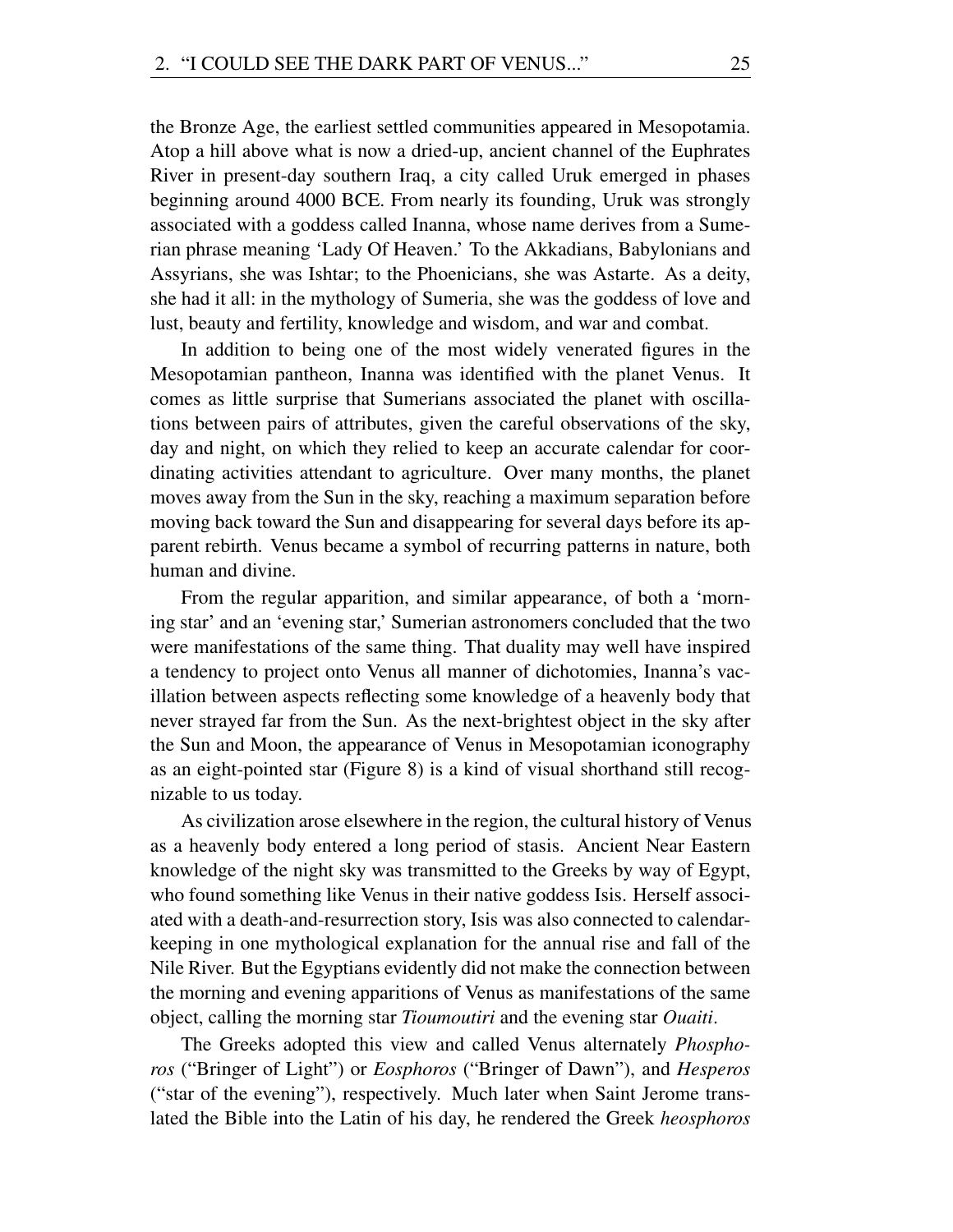the Bronze Age, the earliest settled communities appeared in Mesopotamia. Atop a hill above what is now a dried-up, ancient channel of the Euphrates River in present-day southern Iraq, a city called Uruk emerged in phases beginning around 4000 BCE. From nearly its founding, Uruk was strongly associated with a goddess called Inanna, whose name derives from a Sumerian phrase meaning 'Lady Of Heaven.' To the Akkadians, Babylonians and Assyrians, she was Ishtar; to the Phoenicians, she was Astarte. As a deity, she had it all: in the mythology of Sumeria, she was the goddess of love and lust, beauty and fertility, knowledge and wisdom, and war and combat.

In addition to being one of the most widely venerated figures in the Mesopotamian pantheon, Inanna was identified with the planet Venus. It comes as little surprise that Sumerians associated the planet with oscillations between pairs of attributes, given the careful observations of the sky, day and night, on which they relied to keep an accurate calendar for coordinating activities attendant to agriculture. Over many months, the planet moves away from the Sun in the sky, reaching a maximum separation before moving back toward the Sun and disappearing for several days before its apparent rebirth. Venus became a symbol of recurring patterns in nature, both human and divine.

From the regular apparition, and similar appearance, of both a 'morning star' and an 'evening star,' Sumerian astronomers concluded that the two were manifestations of the same thing. That duality may well have inspired a tendency to project onto Venus all manner of dichotomies, Inanna's vacillation between aspects reflecting some knowledge of a heavenly body that never strayed far from the Sun. As the next-brightest object in the sky after the Sun and Moon, the appearance of Venus in Mesopotamian iconography as an eight-pointed star (Figure 8) is a kind of visual shorthand still recognizable to us today.

As civilization arose elsewhere in the region, the cultural history of Venus as a heavenly body entered a long period of stasis. Ancient Near Eastern knowledge of the night sky was transmitted to the Greeks by way of Egypt, who found something like Venus in their native goddess Isis. Herself associated with a death-and-resurrection story, Isis was also connected to calendar-keeping in one mythological explanation for the annual rise and fall of the Nile River. But the Egyptians evidently did not make the connection between the morning and evening apparitions of Venus as manifestations of the same object, calling the morning star *Tioumoutiri* and the evening star *Ouaiti*.

The Greeks adopted this view and called Venus alternately *Phosphoros* ("Bringer of Light") or *Eosphoros* ("Bringer of Dawn"), and *Hesperos* ("star of the evening"), respectively. Much later when Saint Jerome translated the Bible into the Latin of his day, he rendered the Greek *heosphoros*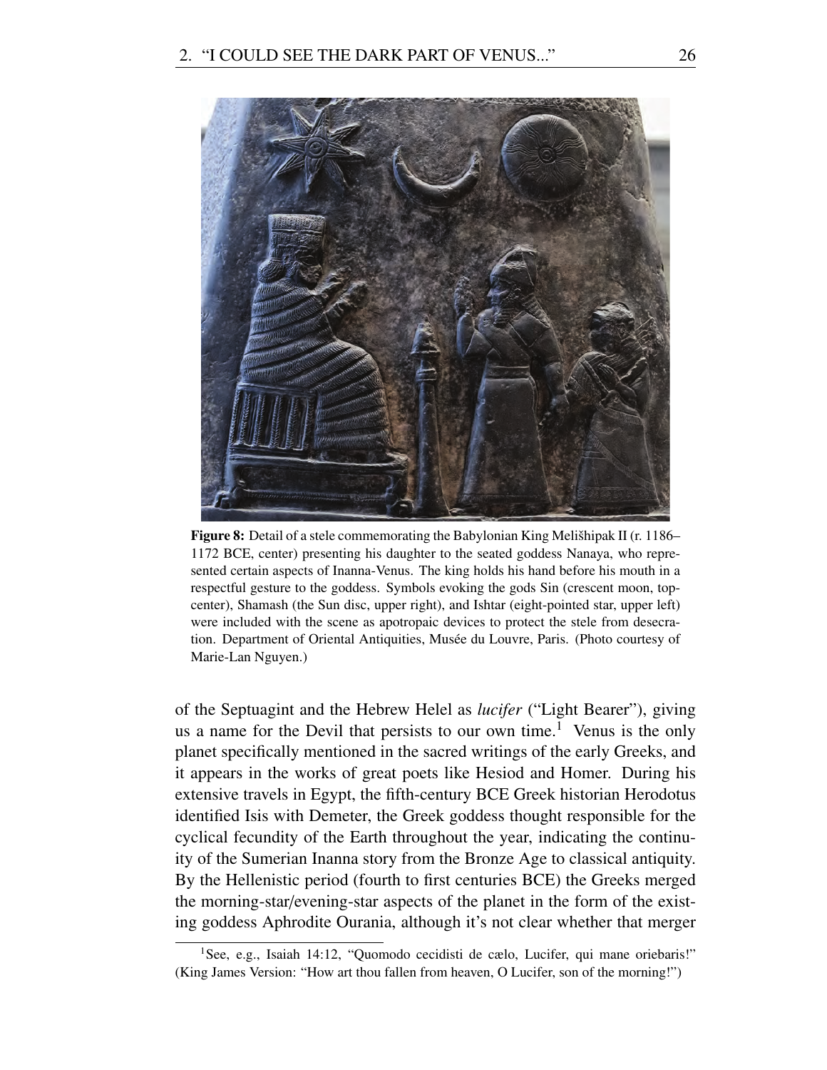**Figure 8:** Detail of a stele commemorating the Babylonian King Melišhipak II (r. 1186–1172 BCE, center) presenting his daughter to the seated goddess Nanaya, who represented certain aspects of Inanna-Venus. The king holds his hand before his mouth in a respectful gesture to the goddess. Symbols evoking the gods Sin (crescent moon, top-center), Shamash (the Sun disc, upper right), and Ishtar (eight-pointed star, upper left) were included with the scene as apotropaic devices to protect the stele from desecration. Department of Oriental Antiquities, Musée du Louvre, Paris. (Photo courtesy of Marie-Lan Nguyen.)

of the Septuagint and the Hebrew Helel as *lucifer* ("Light Bearer"), giving us a name for the Devil that persists to our own time.[1] Venus is the only planet specifically mentioned in the sacred writings of the early Greeks, and it appears in the works of great poets like Hesiod and Homer. During his extensive travels in Egypt, the fifth-century BCE Greek historian Herodotus identified Isis with Demeter, the Greek goddess thought responsible for the cyclical fecundity of the Earth throughout the year, indicating the continuity of the Sumerian Inanna story from the Bronze Age to classical antiquity. By the Hellenistic period (fourth to first centuries BCE) the Greeks merged the morning-star/evening-star aspects of the planet in the form of the existing goddess Aphrodite Ourania, although it's not clear whether that merger

[1] See, e.g., Isaiah 14:12, "Quomodo cecidisti de cælo, Lucifer, qui mane oriebaris!" (King James Version: "How art thou fallen from heaven, O Lucifer, son of the morning!")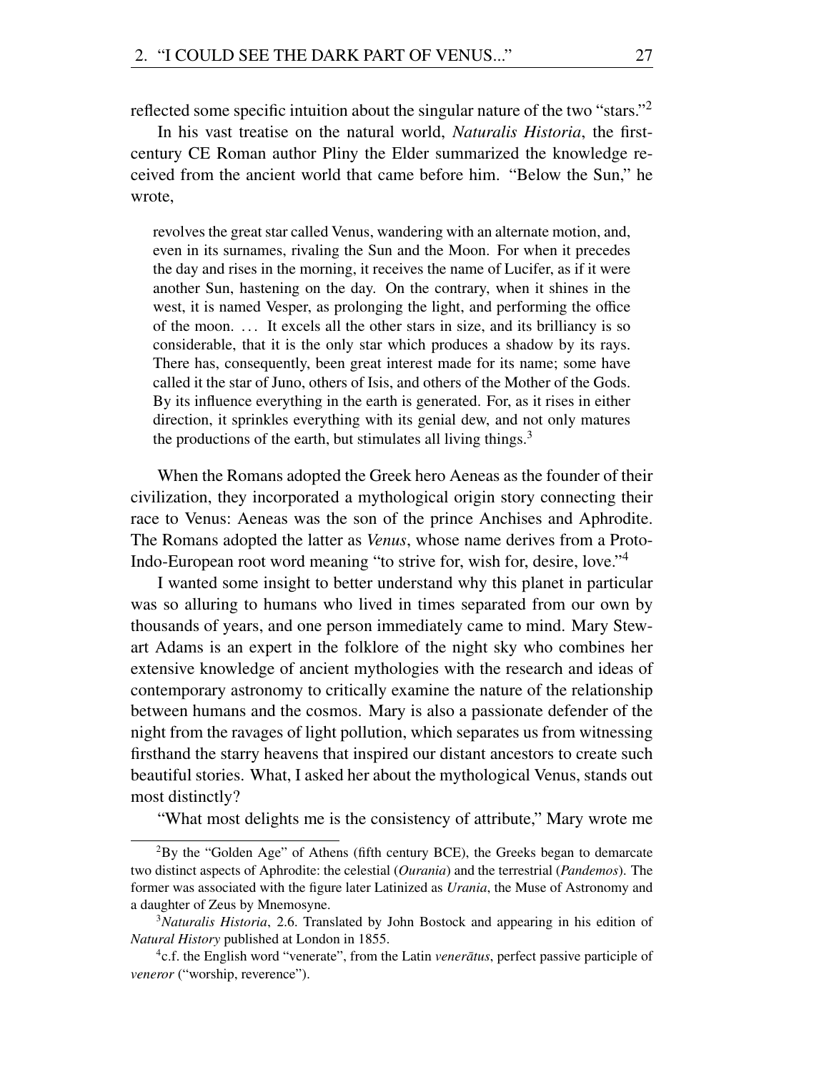reflected some specific intuition about the singular nature of the two "stars."[2]

In his vast treatise on the natural world, *Naturalis Historia*, the first-century CE Roman author Pliny the Elder summarized the knowledge received from the ancient world that came before him. "Below the Sun," he wrote,

> revolves the great star called Venus, wandering with an alternate motion, and, even in its surnames, rivaling the Sun and the Moon. For when it precedes the day and rises in the morning, it receives the name of Lucifer, as if it were another Sun, hastening on the day. On the contrary, when it shines in the west, it is named Vesper, as prolonging the light, and performing the office of the moon. ... It excels all the other stars in size, and its brilliancy is so considerable, that it is the only star which produces a shadow by its rays. There has, consequently, been great interest made for its name; some have called it the star of Juno, others of Isis, and others of the Mother of the Gods. By its influence everything in the earth is generated. For, as it rises in either direction, it sprinkles everything with its genial dew, and not only matures the productions of the earth, but stimulates all living things.[3]

When the Romans adopted the Greek hero Aeneas as the founder of their civilization, they incorporated a mythological origin story connecting their race to Venus: Aeneas was the son of the prince Anchises and Aphrodite. The Romans adopted the latter as *Venus*, whose name derives from a Proto-Indo-European root word meaning "to strive for, wish for, desire, love."[4]

I wanted some insight to better understand why this planet in particular was so alluring to humans who lived in times separated from our own by thousands of years, and one person immediately came to mind. Mary Stewart Adams is an expert in the folklore of the night sky who combines her extensive knowledge of ancient mythologies with the research and ideas of contemporary astronomy to critically examine the nature of the relationship between humans and the cosmos. Mary is also a passionate defender of the night from the ravages of light pollution, which separates us from witnessing firsthand the starry heavens that inspired our distant ancestors to create such beautiful stories. What, I asked her about the mythological Venus, stands out most distinctly?

"What most delights me is the consistency of attribute," Mary wrote me

---

[2]By the "Golden Age" of Athens (fifth century BCE), the Greeks began to demarcate two distinct aspects of Aphrodite: the celestial (*Ourania*) and the terrestrial (*Pandemos*). The former was associated with the figure later Latinized as *Urania*, the Muse of Astronomy and a daughter of Zeus by Mnemosyne.

[3]*Naturalis Historia*, 2.6. Translated by John Bostock and appearing in his edition of *Natural History* published at London in 1855.

[4]c.f. the English word "venerate", from the Latin *venerātus*, perfect passive participle of *veneror* ("worship, reverence").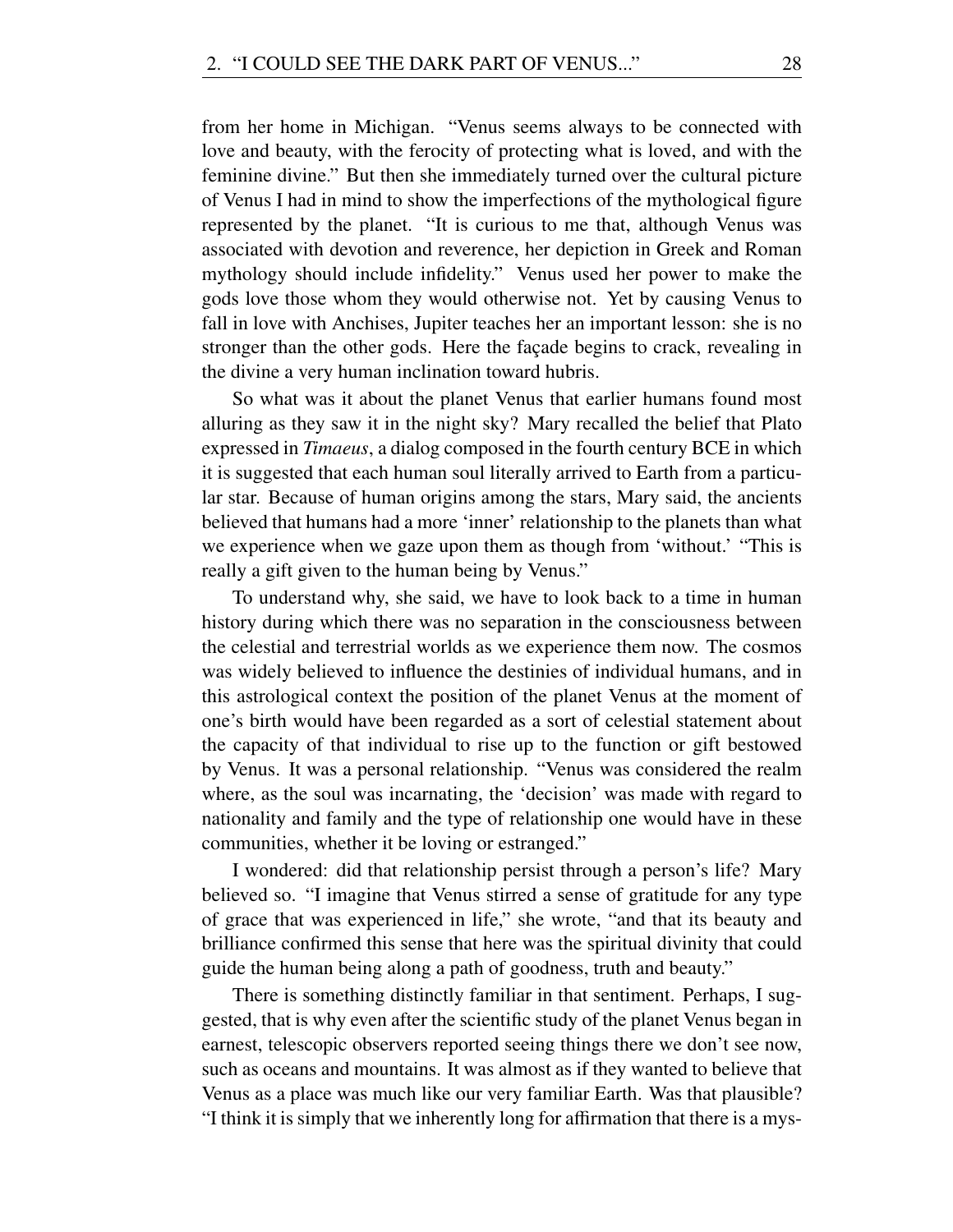from her home in Michigan. "Venus seems always to be connected with love and beauty, with the ferocity of protecting what is loved, and with the feminine divine." But then she immediately turned over the cultural picture of Venus I had in mind to show the imperfections of the mythological figure represented by the planet. "It is curious to me that, although Venus was associated with devotion and reverence, her depiction in Greek and Roman mythology should include infidelity." Venus used her power to make the gods love those whom they would otherwise not. Yet by causing Venus to fall in love with Anchises, Jupiter teaches her an important lesson: she is no stronger than the other gods. Here the façade begins to crack, revealing in the divine a very human inclination toward hubris.

So what was it about the planet Venus that earlier humans found most alluring as they saw it in the night sky? Mary recalled the belief that Plato expressed in *Timaeus*, a dialog composed in the fourth century BCE in which it is suggested that each human soul literally arrived to Earth from a particular star. Because of human origins among the stars, Mary said, the ancients believed that humans had a more 'inner' relationship to the planets than what we experience when we gaze upon them as though from 'without.' "This is really a gift given to the human being by Venus."

To understand why, she said, we have to look back to a time in human history during which there was no separation in the consciousness between the celestial and terrestrial worlds as we experience them now. The cosmos was widely believed to influence the destinies of individual humans, and in this astrological context the position of the planet Venus at the moment of one's birth would have been regarded as a sort of celestial statement about the capacity of that individual to rise up to the function or gift bestowed by Venus. It was a personal relationship. "Venus was considered the realm where, as the soul was incarnating, the 'decision' was made with regard to nationality and family and the type of relationship one would have in these communities, whether it be loving or estranged."

I wondered: did that relationship persist through a person's life? Mary believed so. "I imagine that Venus stirred a sense of gratitude for any type of grace that was experienced in life," she wrote, "and that its beauty and brilliance confirmed this sense that here was the spiritual divinity that could guide the human being along a path of goodness, truth and beauty."

There is something distinctly familiar in that sentiment. Perhaps, I suggested, that is why even after the scientific study of the planet Venus began in earnest, telescopic observers reported seeing things there we don't see now, such as oceans and mountains. It was almost as if they wanted to believe that Venus as a place was much like our very familiar Earth. Was that plausible? "I think it is simply that we inherently long for affirmation that there is a mys-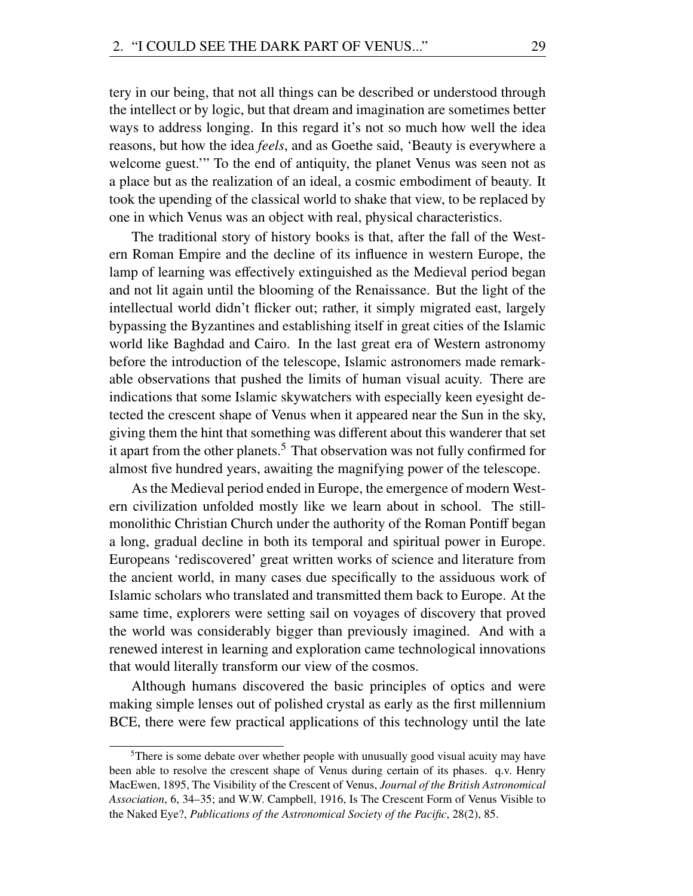tery in our being, that not all things can be described or understood through the intellect or by logic, but that dream and imagination are sometimes better ways to address longing. In this regard it's not so much how well the idea reasons, but how the idea *feels*, and as Goethe said, 'Beauty is everywhere a welcome guest.'" To the end of antiquity, the planet Venus was seen not as a place but as the realization of an ideal, a cosmic embodiment of beauty. It took the upending of the classical world to shake that view, to be replaced by one in which Venus was an object with real, physical characteristics.

The traditional story of history books is that, after the fall of the Western Roman Empire and the decline of its influence in western Europe, the lamp of learning was effectively extinguished as the Medieval period began and not lit again until the blooming of the Renaissance. But the light of the intellectual world didn't flicker out; rather, it simply migrated east, largely bypassing the Byzantines and establishing itself in great cities of the Islamic world like Baghdad and Cairo. In the last great era of Western astronomy before the introduction of the telescope, Islamic astronomers made remarkable observations that pushed the limits of human visual acuity. There are indications that some Islamic skywatchers with especially keen eyesight detected the crescent shape of Venus when it appeared near the Sun in the sky, giving them the hint that something was different about this wanderer that set it apart from the other planets.[5] That observation was not fully confirmed for almost five hundred years, awaiting the magnifying power of the telescope.

As the Medieval period ended in Europe, the emergence of modern Western civilization unfolded mostly like we learn about in school. The still-monolithic Christian Church under the authority of the Roman Pontiff began a long, gradual decline in both its temporal and spiritual power in Europe. Europeans 'rediscovered' great written works of science and literature from the ancient world, in many cases due specifically to the assiduous work of Islamic scholars who translated and transmitted them back to Europe. At the same time, explorers were setting sail on voyages of discovery that proved the world was considerably bigger than previously imagined. And with a renewed interest in learning and exploration came technological innovations that would literally transform our view of the cosmos.

Although humans discovered the basic principles of optics and were making simple lenses out of polished crystal as early as the first millennium BCE, there were few practical applications of this technology until the late

---

[5] There is some debate over whether people with unusually good visual acuity may have been able to resolve the crescent shape of Venus during certain of its phases. q.v. Henry MacEwen, 1895, The Visibility of the Crescent of Venus, *Journal of the British Astronomical Association*, 6, 34–35; and W.W. Campbell, 1916, Is The Crescent Form of Venus Visible to the Naked Eye?, *Publications of the Astronomical Society of the Pacific*, 28(2), 85.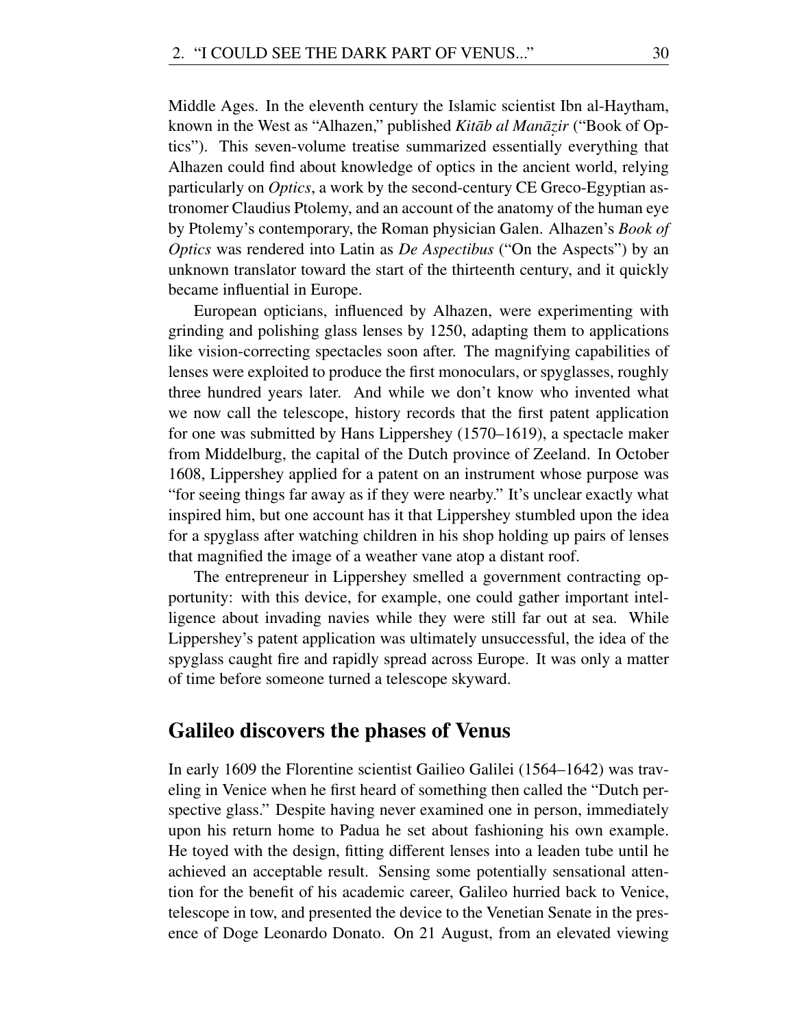Middle Ages. In the eleventh century the Islamic scientist Ibn al-Haytham, known in the West as "Alhazen," published *Kitāb al Manāẓir* ("Book of Optics"). This seven-volume treatise summarized essentially everything that Alhazen could find about knowledge of optics in the ancient world, relying particularly on *Optics*, a work by the second-century CE Greco-Egyptian astronomer Claudius Ptolemy, and an account of the anatomy of the human eye by Ptolemy's contemporary, the Roman physician Galen. Alhazen's *Book of Optics* was rendered into Latin as *De Aspectibus* ("On the Aspects") by an unknown translator toward the start of the thirteenth century, and it quickly became influential in Europe.

European opticians, influenced by Alhazen, were experimenting with grinding and polishing glass lenses by 1250, adapting them to applications like vision-correcting spectacles soon after. The magnifying capabilities of lenses were exploited to produce the first monoculars, or spyglasses, roughly three hundred years later. And while we don't know who invented what we now call the telescope, history records that the first patent application for one was submitted by Hans Lippershey (1570–1619), a spectacle maker from Middelburg, the capital of the Dutch province of Zeeland. In October 1608, Lippershey applied for a patent on an instrument whose purpose was "for seeing things far away as if they were nearby." It's unclear exactly what inspired him, but one account has it that Lippershey stumbled upon the idea for a spyglass after watching children in his shop holding up pairs of lenses that magnified the image of a weather vane atop a distant roof.

The entrepreneur in Lippershey smelled a government contracting opportunity: with this device, for example, one could gather important intelligence about invading navies while they were still far out at sea. While Lippershey's patent application was ultimately unsuccessful, the idea of the spyglass caught fire and rapidly spread across Europe. It was only a matter of time before someone turned a telescope skyward.

## Galileo discovers the phases of Venus

In early 1609 the Florentine scientist Gailieo Galilei (1564–1642) was traveling in Venice when he first heard of something then called the "Dutch perspective glass." Despite having never examined one in person, immediately upon his return home to Padua he set about fashioning his own example. He toyed with the design, fitting different lenses into a leaden tube until he achieved an acceptable result. Sensing some potentially sensational attention for the benefit of his academic career, Galileo hurried back to Venice, telescope in tow, and presented the device to the Venetian Senate in the presence of Doge Leonardo Donato. On 21 August, from an elevated viewing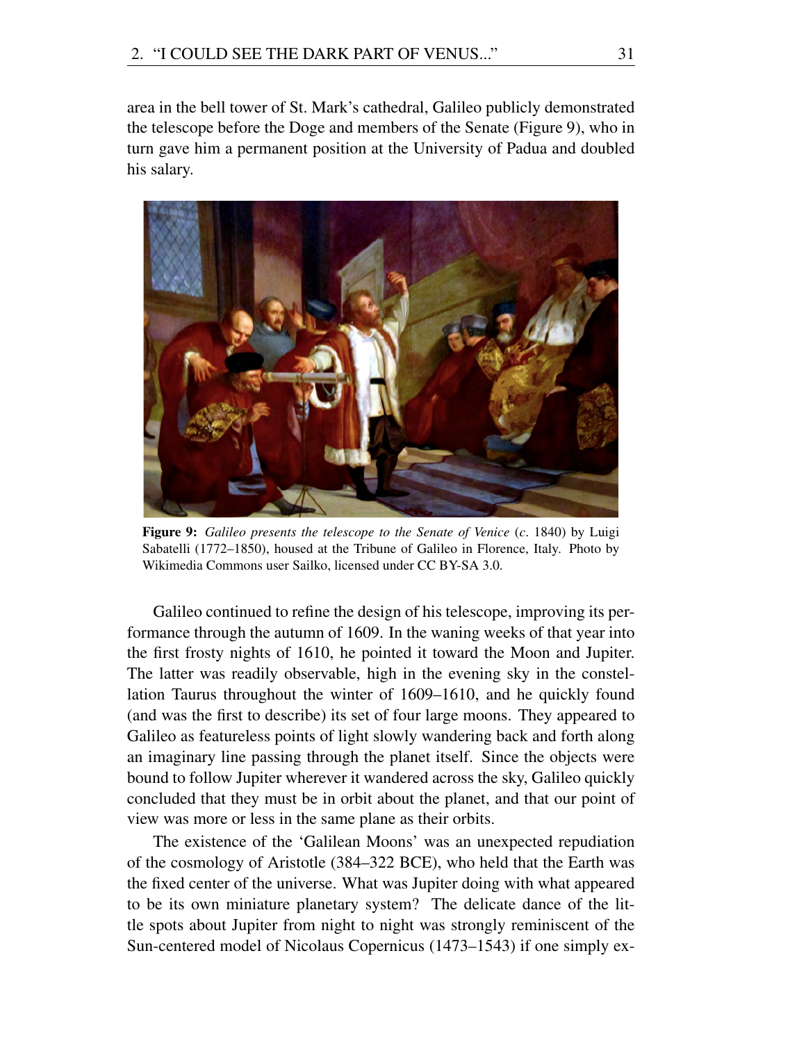area in the bell tower of St. Mark's cathedral, Galileo publicly demonstrated the telescope before the Doge and members of the Senate (Figure 9), who in turn gave him a permanent position at the University of Padua and doubled his salary.

**Figure 9:** *Galileo presents the telescope to the Senate of Venice* (*c*. 1840) by Luigi Sabatelli (1772–1850), housed at the Tribune of Galileo in Florence, Italy. Photo by Wikimedia Commons user Sailko, licensed under CC BY-SA 3.0.

Galileo continued to refine the design of his telescope, improving its performance through the autumn of 1609. In the waning weeks of that year into the first frosty nights of 1610, he pointed it toward the Moon and Jupiter. The latter was readily observable, high in the evening sky in the constellation Taurus throughout the winter of 1609–1610, and he quickly found (and was the first to describe) its set of four large moons. They appeared to Galileo as featureless points of light slowly wandering back and forth along an imaginary line passing through the planet itself. Since the objects were bound to follow Jupiter wherever it wandered across the sky, Galileo quickly concluded that they must be in orbit about the planet, and that our point of view was more or less in the same plane as their orbits.

The existence of the 'Galilean Moons' was an unexpected repudiation of the cosmology of Aristotle (384–322 BCE), who held that the Earth was the fixed center of the universe. What was Jupiter doing with what appeared to be its own miniature planetary system? The delicate dance of the little spots about Jupiter from night to night was strongly reminiscent of the Sun-centered model of Nicolaus Copernicus (1473–1543) if one simply ex-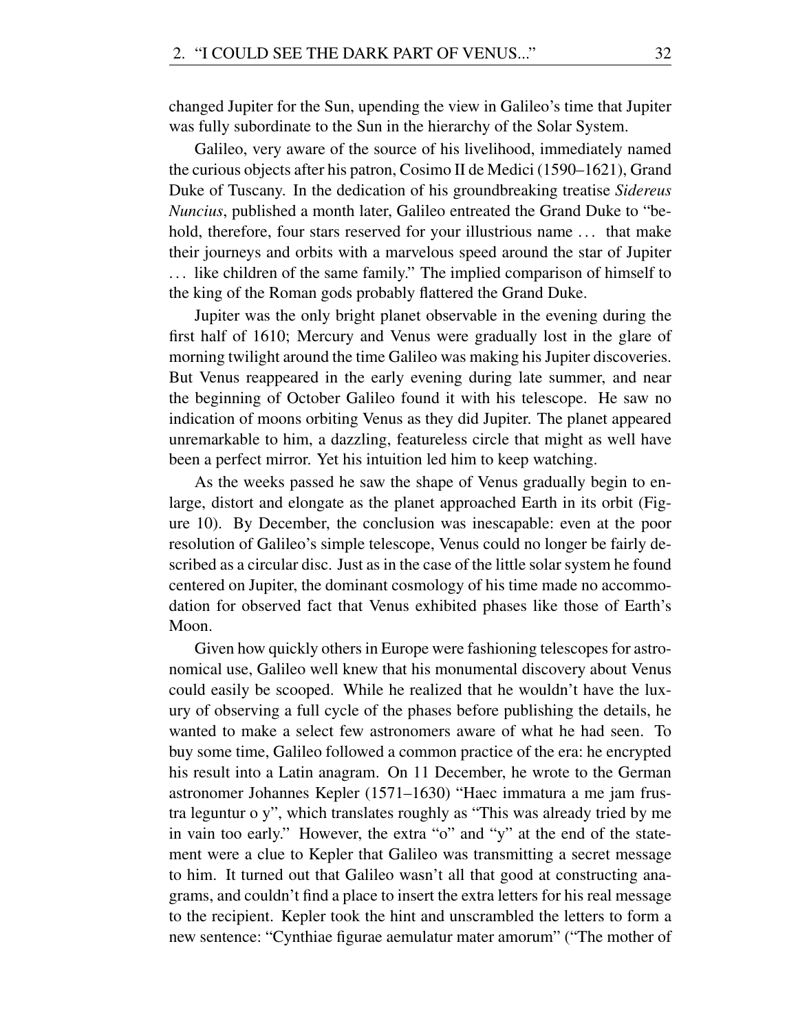changed Jupiter for the Sun, upending the view in Galileo's time that Jupiter was fully subordinate to the Sun in the hierarchy of the Solar System.

Galileo, very aware of the source of his livelihood, immediately named the curious objects after his patron, Cosimo II de Medici (1590–1621), Grand Duke of Tuscany. In the dedication of his groundbreaking treatise *Sidereus Nuncius*, published a month later, Galileo entreated the Grand Duke to "behold, therefore, four stars reserved for your illustrious name . . . that make their journeys and orbits with a marvelous speed around the star of Jupiter . . . like children of the same family." The implied comparison of himself to the king of the Roman gods probably flattered the Grand Duke.

Jupiter was the only bright planet observable in the evening during the first half of 1610; Mercury and Venus were gradually lost in the glare of morning twilight around the time Galileo was making his Jupiter discoveries. But Venus reappeared in the early evening during late summer, and near the beginning of October Galileo found it with his telescope. He saw no indication of moons orbiting Venus as they did Jupiter. The planet appeared unremarkable to him, a dazzling, featureless circle that might as well have been a perfect mirror. Yet his intuition led him to keep watching.

As the weeks passed he saw the shape of Venus gradually begin to enlarge, distort and elongate as the planet approached Earth in its orbit (Figure 10). By December, the conclusion was inescapable: even at the poor resolution of Galileo's simple telescope, Venus could no longer be fairly described as a circular disc. Just as in the case of the little solar system he found centered on Jupiter, the dominant cosmology of his time made no accommodation for observed fact that Venus exhibited phases like those of Earth's Moon.

Given how quickly others in Europe were fashioning telescopes for astronomical use, Galileo well knew that his monumental discovery about Venus could easily be scooped. While he realized that he wouldn't have the luxury of observing a full cycle of the phases before publishing the details, he wanted to make a select few astronomers aware of what he had seen. To buy some time, Galileo followed a common practice of the era: he encrypted his result into a Latin anagram. On 11 December, he wrote to the German astronomer Johannes Kepler (1571–1630) "Haec immatura a me jam frustra leguntur o y", which translates roughly as "This was already tried by me in vain too early." However, the extra "o" and "y" at the end of the statement were a clue to Kepler that Galileo was transmitting a secret message to him. It turned out that Galileo wasn't all that good at constructing anagrams, and couldn't find a place to insert the extra letters for his real message to the recipient. Kepler took the hint and unscrambled the letters to form a new sentence: "Cynthiae figurae aemulatur mater amorum" ("The mother of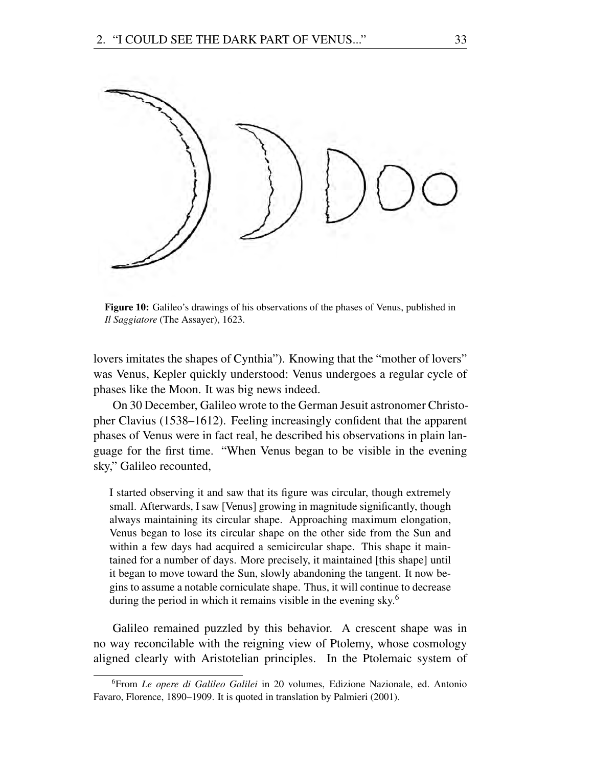**Figure 10:** Galileo's drawings of his observations of the phases of Venus, published in *Il Saggiatore* (The Assayer), 1623.

lovers imitates the shapes of Cynthia"). Knowing that the "mother of lovers" was Venus, Kepler quickly understood: Venus undergoes a regular cycle of phases like the Moon. It was big news indeed.

On 30 December, Galileo wrote to the German Jesuit astronomer Christopher Clavius (1538–1612). Feeling increasingly confident that the apparent phases of Venus were in fact real, he described his observations in plain language for the first time. "When Venus began to be visible in the evening sky," Galileo recounted,

> I started observing it and saw that its figure was circular, though extremely small. Afterwards, I saw [Venus] growing in magnitude significantly, though always maintaining its circular shape. Approaching maximum elongation, Venus began to lose its circular shape on the other side from the Sun and within a few days had acquired a semicircular shape. This shape it maintained for a number of days. More precisely, it maintained [this shape] until it began to move toward the Sun, slowly abandoning the tangent. It now begins to assume a notable corniculate shape. Thus, it will continue to decrease during the period in which it remains visible in the evening sky.[6]

Galileo remained puzzled by this behavior. A crescent shape was in no way reconcilable with the reigning view of Ptolemy, whose cosmology aligned clearly with Aristotelian principles. In the Ptolemaic system of

---

[6] From *Le opere di Galileo Galilei* in 20 volumes, Edizione Nazionale, ed. Antonio Favaro, Florence, 1890–1909. It is quoted in translation by Palmieri (2001).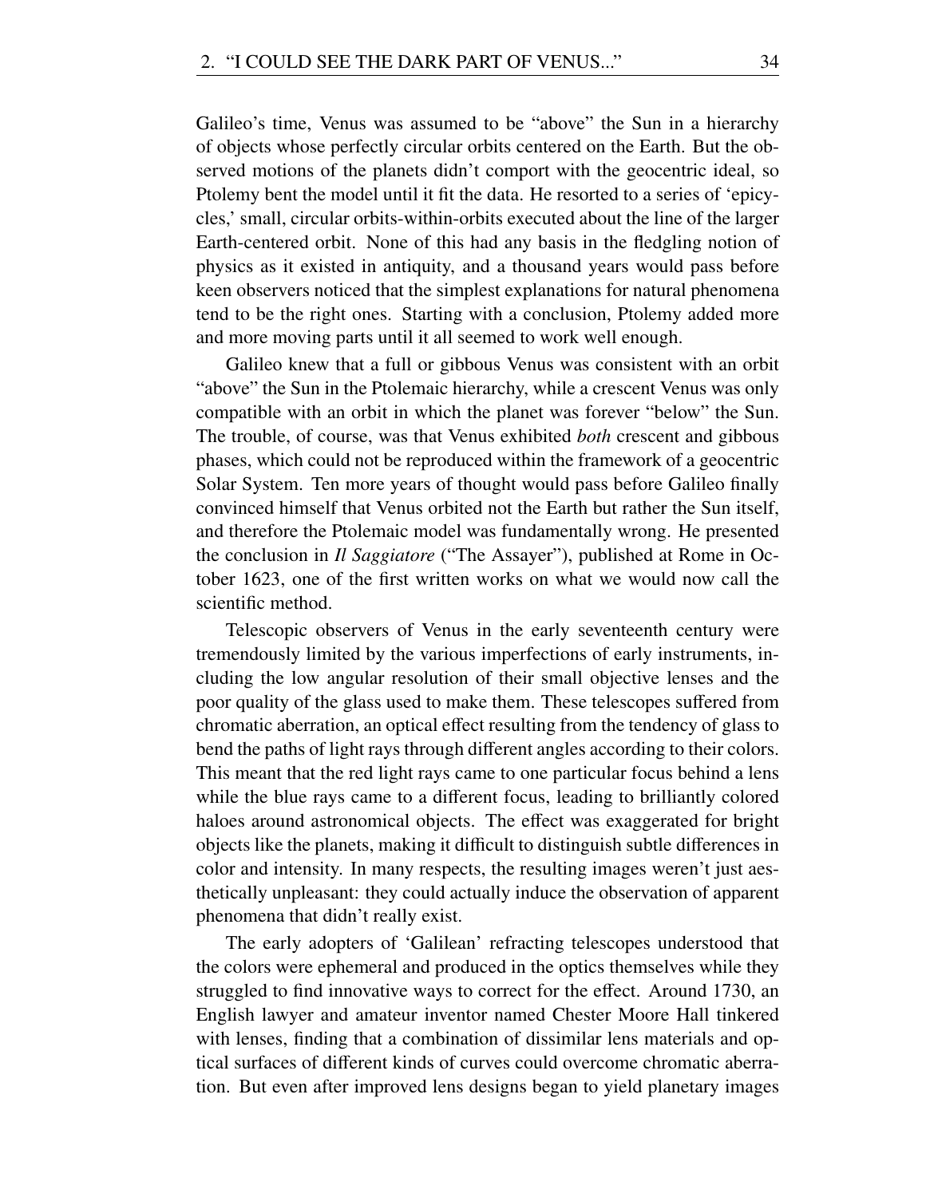Galileo's time, Venus was assumed to be "above" the Sun in a hierarchy of objects whose perfectly circular orbits centered on the Earth. But the observed motions of the planets didn't comport with the geocentric ideal, so Ptolemy bent the model until it fit the data. He resorted to a series of 'epicycles,' small, circular orbits-within-orbits executed about the line of the larger Earth-centered orbit. None of this had any basis in the fledgling notion of physics as it existed in antiquity, and a thousand years would pass before keen observers noticed that the simplest explanations for natural phenomena tend to be the right ones. Starting with a conclusion, Ptolemy added more and more moving parts until it all seemed to work well enough.

Galileo knew that a full or gibbous Venus was consistent with an orbit "above" the Sun in the Ptolemaic hierarchy, while a crescent Venus was only compatible with an orbit in which the planet was forever "below" the Sun. The trouble, of course, was that Venus exhibited *both* crescent and gibbous phases, which could not be reproduced within the framework of a geocentric Solar System. Ten more years of thought would pass before Galileo finally convinced himself that Venus orbited not the Earth but rather the Sun itself, and therefore the Ptolemaic model was fundamentally wrong. He presented the conclusion in *Il Saggiatore* ("The Assayer"), published at Rome in October 1623, one of the first written works on what we would now call the scientific method.

Telescopic observers of Venus in the early seventeenth century were tremendously limited by the various imperfections of early instruments, including the low angular resolution of their small objective lenses and the poor quality of the glass used to make them. These telescopes suffered from chromatic aberration, an optical effect resulting from the tendency of glass to bend the paths of light rays through different angles according to their colors. This meant that the red light rays came to one particular focus behind a lens while the blue rays came to a different focus, leading to brilliantly colored haloes around astronomical objects. The effect was exaggerated for bright objects like the planets, making it difficult to distinguish subtle differences in color and intensity. In many respects, the resulting images weren't just aesthetically unpleasant: they could actually induce the observation of apparent phenomena that didn't really exist.

The early adopters of 'Galilean' refracting telescopes understood that the colors were ephemeral and produced in the optics themselves while they struggled to find innovative ways to correct for the effect. Around 1730, an English lawyer and amateur inventor named Chester Moore Hall tinkered with lenses, finding that a combination of dissimilar lens materials and optical surfaces of different kinds of curves could overcome chromatic aberration. But even after improved lens designs began to yield planetary images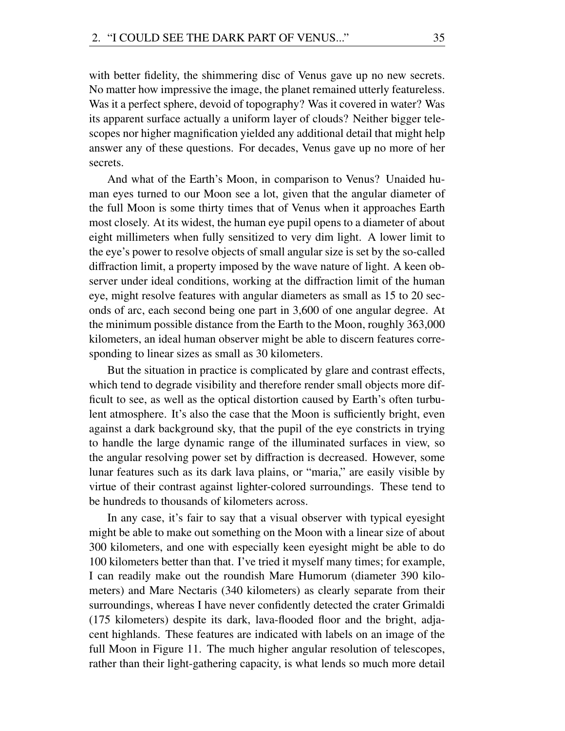with better fidelity, the shimmering disc of Venus gave up no new secrets. No matter how impressive the image, the planet remained utterly featureless. Was it a perfect sphere, devoid of topography? Was it covered in water? Was its apparent surface actually a uniform layer of clouds? Neither bigger telescopes nor higher magnification yielded any additional detail that might help answer any of these questions. For decades, Venus gave up no more of her secrets.

And what of the Earth's Moon, in comparison to Venus? Unaided human eyes turned to our Moon see a lot, given that the angular diameter of the full Moon is some thirty times that of Venus when it approaches Earth most closely. At its widest, the human eye pupil opens to a diameter of about eight millimeters when fully sensitized to very dim light. A lower limit to the eye's power to resolve objects of small angular size is set by the so-called diffraction limit, a property imposed by the wave nature of light. A keen observer under ideal conditions, working at the diffraction limit of the human eye, might resolve features with angular diameters as small as 15 to 20 seconds of arc, each second being one part in 3,600 of one angular degree. At the minimum possible distance from the Earth to the Moon, roughly 363,000 kilometers, an ideal human observer might be able to discern features corresponding to linear sizes as small as 30 kilometers.

But the situation in practice is complicated by glare and contrast effects, which tend to degrade visibility and therefore render small objects more difficult to see, as well as the optical distortion caused by Earth's often turbulent atmosphere. It's also the case that the Moon is sufficiently bright, even against a dark background sky, that the pupil of the eye constricts in trying to handle the large dynamic range of the illuminated surfaces in view, so the angular resolving power set by diffraction is decreased. However, some lunar features such as its dark lava plains, or "maria," are easily visible by virtue of their contrast against lighter-colored surroundings. These tend to be hundreds to thousands of kilometers across.

In any case, it's fair to say that a visual observer with typical eyesight might be able to make out something on the Moon with a linear size of about 300 kilometers, and one with especially keen eyesight might be able to do 100 kilometers better than that. I've tried it myself many times; for example, I can readily make out the roundish Mare Humorum (diameter 390 kilometers) and Mare Nectaris (340 kilometers) as clearly separate from their surroundings, whereas I have never confidently detected the crater Grimaldi (175 kilometers) despite its dark, lava-flooded floor and the bright, adjacent highlands. These features are indicated with labels on an image of the full Moon in Figure 11. The much higher angular resolution of telescopes, rather than their light-gathering capacity, is what lends so much more detail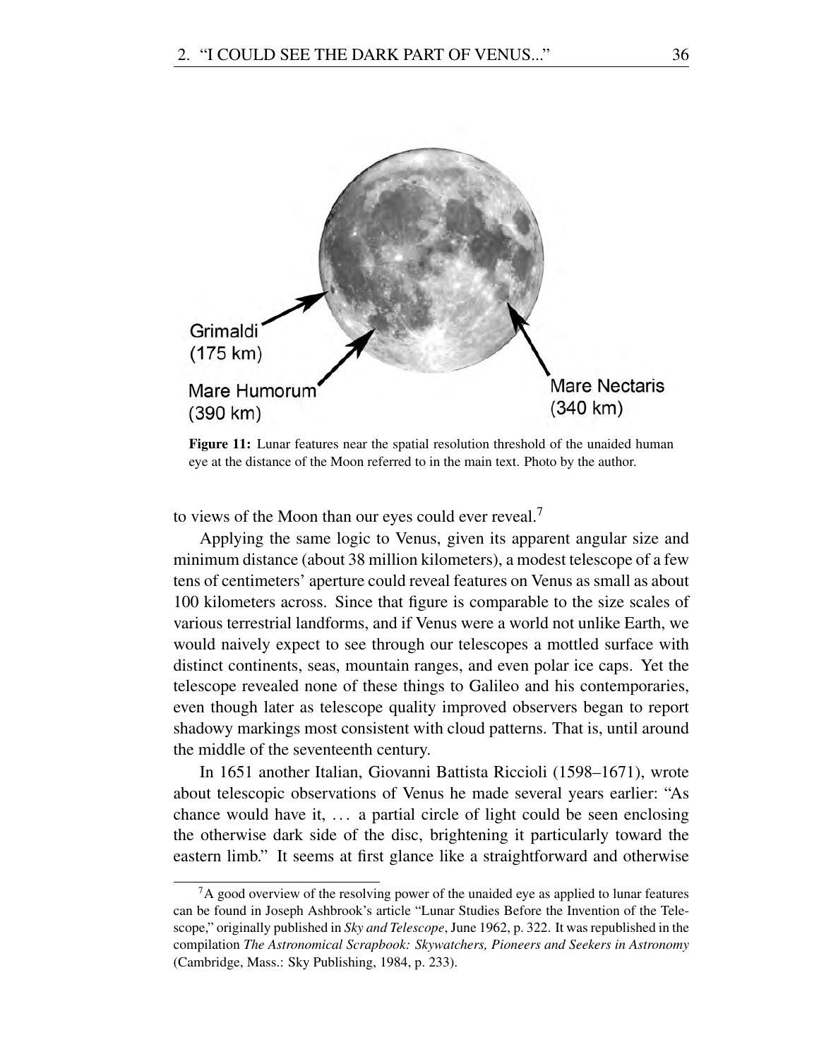**Figure 11:** Lunar features near the spatial resolution threshold of the unaided human eye at the distance of the Moon referred to in the main text. Photo by the author.

to views of the Moon than our eyes could ever reveal.[7]

Applying the same logic to Venus, given its apparent angular size and minimum distance (about 38 million kilometers), a modest telescope of a few tens of centimeters' aperture could reveal features on Venus as small as about 100 kilometers across. Since that figure is comparable to the size scales of various terrestrial landforms, and if Venus were a world not unlike Earth, we would naively expect to see through our telescopes a mottled surface with distinct continents, seas, mountain ranges, and even polar ice caps. Yet the telescope revealed none of these things to Galileo and his contemporaries, even though later as telescope quality improved observers began to report shadowy markings most consistent with cloud patterns. That is, until around the middle of the seventeenth century.

In 1651 another Italian, Giovanni Battista Riccioli (1598–1671), wrote about telescopic observations of Venus he made several years earlier: "As chance would have it, … a partial circle of light could be seen enclosing the otherwise dark side of the disc, brightening it particularly toward the eastern limb." It seems at first glance like a straightforward and otherwise

[7] A good overview of the resolving power of the unaided eye as applied to lunar features can be found in Joseph Ashbrook's article "Lunar Studies Before the Invention of the Telescope," originally published in *Sky and Telescope*, June 1962, p. 322. It was republished in the compilation *The Astronomical Scrapbook: Skywatchers, Pioneers and Seekers in Astronomy* (Cambridge, Mass.: Sky Publishing, 1984, p. 233).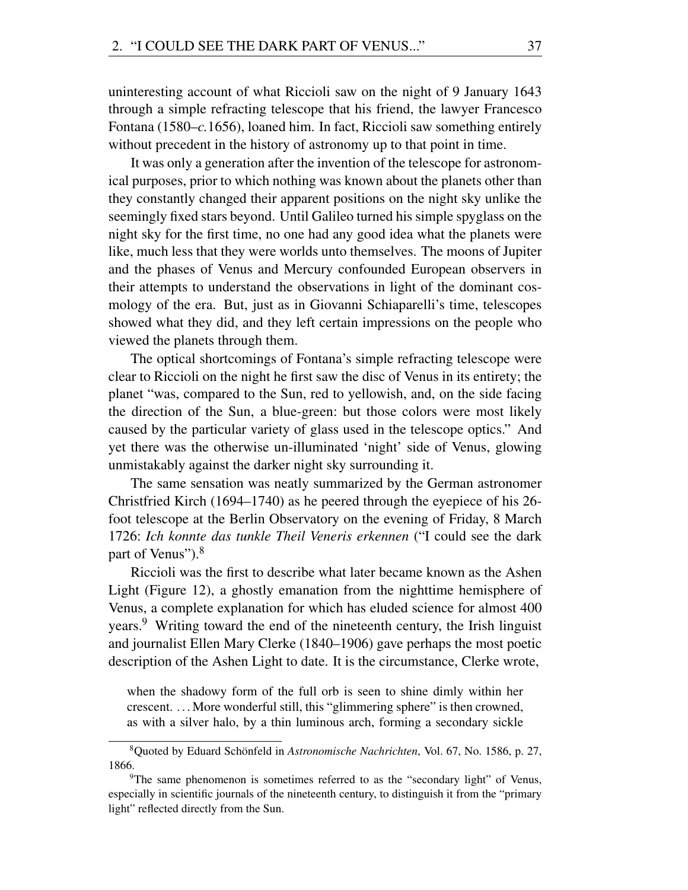uninteresting account of what Riccioli saw on the night of 9 January 1643 through a simple refracting telescope that his friend, the lawyer Francesco Fontana (1580–*c.*1656), loaned him. In fact, Riccioli saw something entirely without precedent in the history of astronomy up to that point in time.

It was only a generation after the invention of the telescope for astronomical purposes, prior to which nothing was known about the planets other than they constantly changed their apparent positions on the night sky unlike the seemingly fixed stars beyond. Until Galileo turned his simple spyglass on the night sky for the first time, no one had any good idea what the planets were like, much less that they were worlds unto themselves. The moons of Jupiter and the phases of Venus and Mercury confounded European observers in their attempts to understand the observations in light of the dominant cosmology of the era. But, just as in Giovanni Schiaparelli's time, telescopes showed what they did, and they left certain impressions on the people who viewed the planets through them.

The optical shortcomings of Fontana's simple refracting telescope were clear to Riccioli on the night he first saw the disc of Venus in its entirety; the planet "was, compared to the Sun, red to yellowish, and, on the side facing the direction of the Sun, a blue-green: but those colors were most likely caused by the particular variety of glass used in the telescope optics." And yet there was the otherwise un-illuminated 'night' side of Venus, glowing unmistakably against the darker night sky surrounding it.

The same sensation was neatly summarized by the German astronomer Christfried Kirch (1694–1740) as he peered through the eyepiece of his 26-foot telescope at the Berlin Observatory on the evening of Friday, 8 March 1726: *Ich konnte das tunkle Theil Veneris erkennen* ("I could see the dark part of Venus").[8]

Riccioli was the first to describe what later became known as the Ashen Light (Figure 12), a ghostly emanation from the nighttime hemisphere of Venus, a complete explanation for which has eluded science for almost 400 years.[9] Writing toward the end of the nineteenth century, the Irish linguist and journalist Ellen Mary Clerke (1840–1906) gave perhaps the most poetic description of the Ashen Light to date. It is the circumstance, Clerke wrote,

> when the shadowy form of the full orb is seen to shine dimly within her crescent. ... More wonderful still, this "glimmering sphere" is then crowned, as with a silver halo, by a thin luminous arch, forming a secondary sickle

---

[8] Quoted by Eduard Schönfeld in *Astronomische Nachrichten*, Vol. 67, No. 1586, p. 27, 1866.

[9] The same phenomenon is sometimes referred to as the "secondary light" of Venus, especially in scientific journals of the nineteenth century, to distinguish it from the "primary light" reflected directly from the Sun.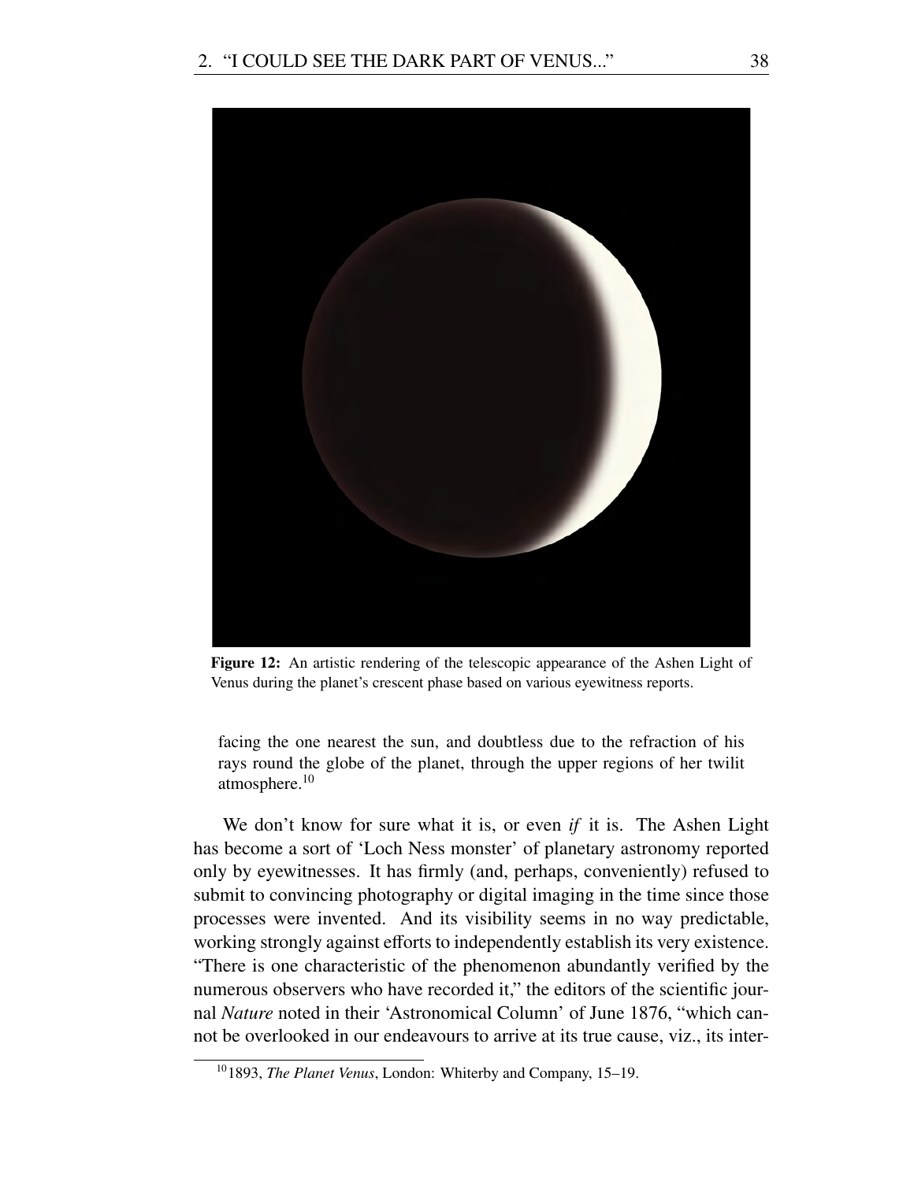**Figure 12:** An artistic rendering of the telescopic appearance of the Ashen Light of Venus during the planet's crescent phase based on various eyewitness reports.

> facing the one nearest the sun, and doubtless due to the refraction of his rays round the globe of the planet, through the upper regions of her twilit atmosphere.[10]

We don't know for sure what it is, or even *if* it is. The Ashen Light has become a sort of 'Loch Ness monster' of planetary astronomy reported only by eyewitnesses. It has firmly (and, perhaps, conveniently) refused to submit to convincing photography or digital imaging in the time since those processes were invented. And its visibility seems in no way predictable, working strongly against efforts to independently establish its very existence. "There is one characteristic of the phenomenon abundantly verified by the numerous observers who have recorded it," the editors of the scientific journal *Nature* noted in their 'Astronomical Column' of June 1876, "which cannot be overlooked in our endeavours to arrive at its true cause, viz., its inter-

[10] 1893, *The Planet Venus*, London: Whiterby and Company, 15–19.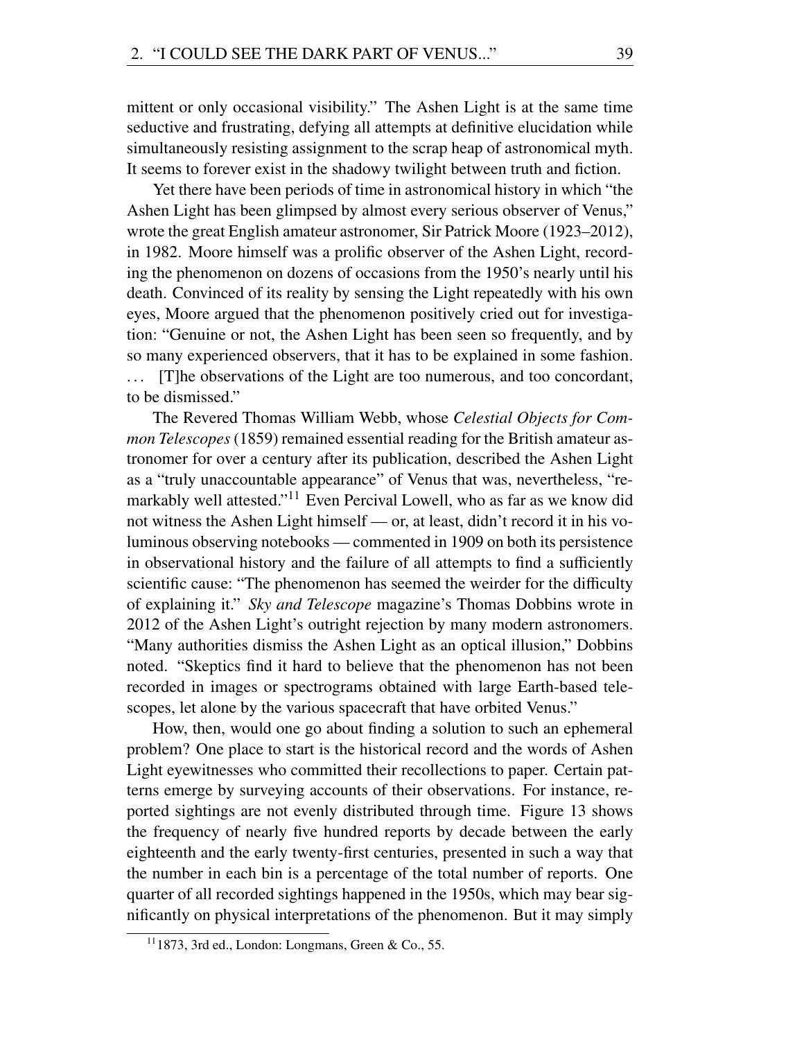mittent or only occasional visibility." The Ashen Light is at the same time seductive and frustrating, defying all attempts at definitive elucidation while simultaneously resisting assignment to the scrap heap of astronomical myth. It seems to forever exist in the shadowy twilight between truth and fiction.

Yet there have been periods of time in astronomical history in which "the Ashen Light has been glimpsed by almost every serious observer of Venus," wrote the great English amateur astronomer, Sir Patrick Moore (1923–2012), in 1982. Moore himself was a prolific observer of the Ashen Light, recording the phenomenon on dozens of occasions from the 1950's nearly until his death. Convinced of its reality by sensing the Light repeatedly with his own eyes, Moore argued that the phenomenon positively cried out for investigation: "Genuine or not, the Ashen Light has been seen so frequently, and by so many experienced observers, that it has to be explained in some fashion. . . . [T]he observations of the Light are too numerous, and too concordant, to be dismissed."

The Revered Thomas William Webb, whose *Celestial Objects for Common Telescopes* (1859) remained essential reading for the British amateur astronomer for over a century after its publication, described the Ashen Light as a "truly unaccountable appearance" of Venus that was, nevertheless, "remarkably well attested."[11] Even Percival Lowell, who as far as we know did not witness the Ashen Light himself — or, at least, didn't record it in his voluminous observing notebooks — commented in 1909 on both its persistence in observational history and the failure of all attempts to find a sufficiently scientific cause: "The phenomenon has seemed the weirder for the difficulty of explaining it." *Sky and Telescope* magazine's Thomas Dobbins wrote in 2012 of the Ashen Light's outright rejection by many modern astronomers. "Many authorities dismiss the Ashen Light as an optical illusion," Dobbins noted. "Skeptics find it hard to believe that the phenomenon has not been recorded in images or spectrograms obtained with large Earth-based telescopes, let alone by the various spacecraft that have orbited Venus."

How, then, would one go about finding a solution to such an ephemeral problem? One place to start is the historical record and the words of Ashen Light eyewitnesses who committed their recollections to paper. Certain patterns emerge by surveying accounts of their observations. For instance, reported sightings are not evenly distributed through time. Figure 13 shows the frequency of nearly five hundred reports by decade between the early eighteenth and the early twenty-first centuries, presented in such a way that the number in each bin is a percentage of the total number of reports. One quarter of all recorded sightings happened in the 1950s, which may bear significantly on physical interpretations of the phenomenon. But it may simply

[11] 1873, 3rd ed., London: Longmans, Green & Co., 55.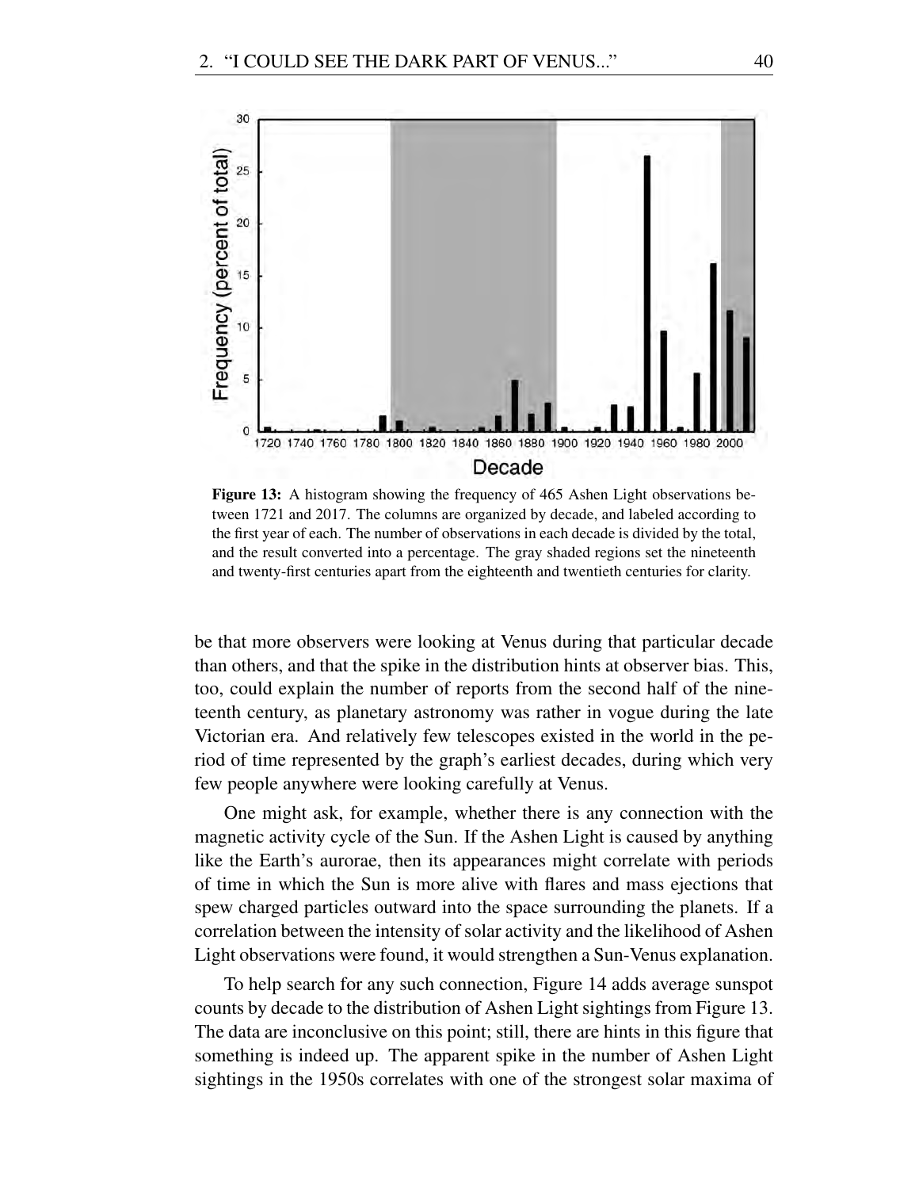**Figure 13:** A histogram showing the frequency of 465 Ashen Light observations between 1721 and 2017. The columns are organized by decade, and labeled according to the first year of each. The number of observations in each decade is divided by the total, and the result converted into a percentage. The gray shaded regions set the nineteenth and twenty-first centuries apart from the eighteenth and twentieth centuries for clarity.

be that more observers were looking at Venus during that particular decade than others, and that the spike in the distribution hints at observer bias. This, too, could explain the number of reports from the second half of the nineteenth century, as planetary astronomy was rather in vogue during the late Victorian era. And relatively few telescopes existed in the world in the period of time represented by the graph's earliest decades, during which very few people anywhere were looking carefully at Venus.

One might ask, for example, whether there is any connection with the magnetic activity cycle of the Sun. If the Ashen Light is caused by anything like the Earth's aurorae, then its appearances might correlate with periods of time in which the Sun is more alive with flares and mass ejections that spew charged particles outward into the space surrounding the planets. If a correlation between the intensity of solar activity and the likelihood of Ashen Light observations were found, it would strengthen a Sun-Venus explanation.

To help search for any such connection, Figure 14 adds average sunspot counts by decade to the distribution of Ashen Light sightings from Figure 13. The data are inconclusive on this point; still, there are hints in this figure that something is indeed up. The apparent spike in the number of Ashen Light sightings in the 1950s correlates with one of the strongest solar maxima of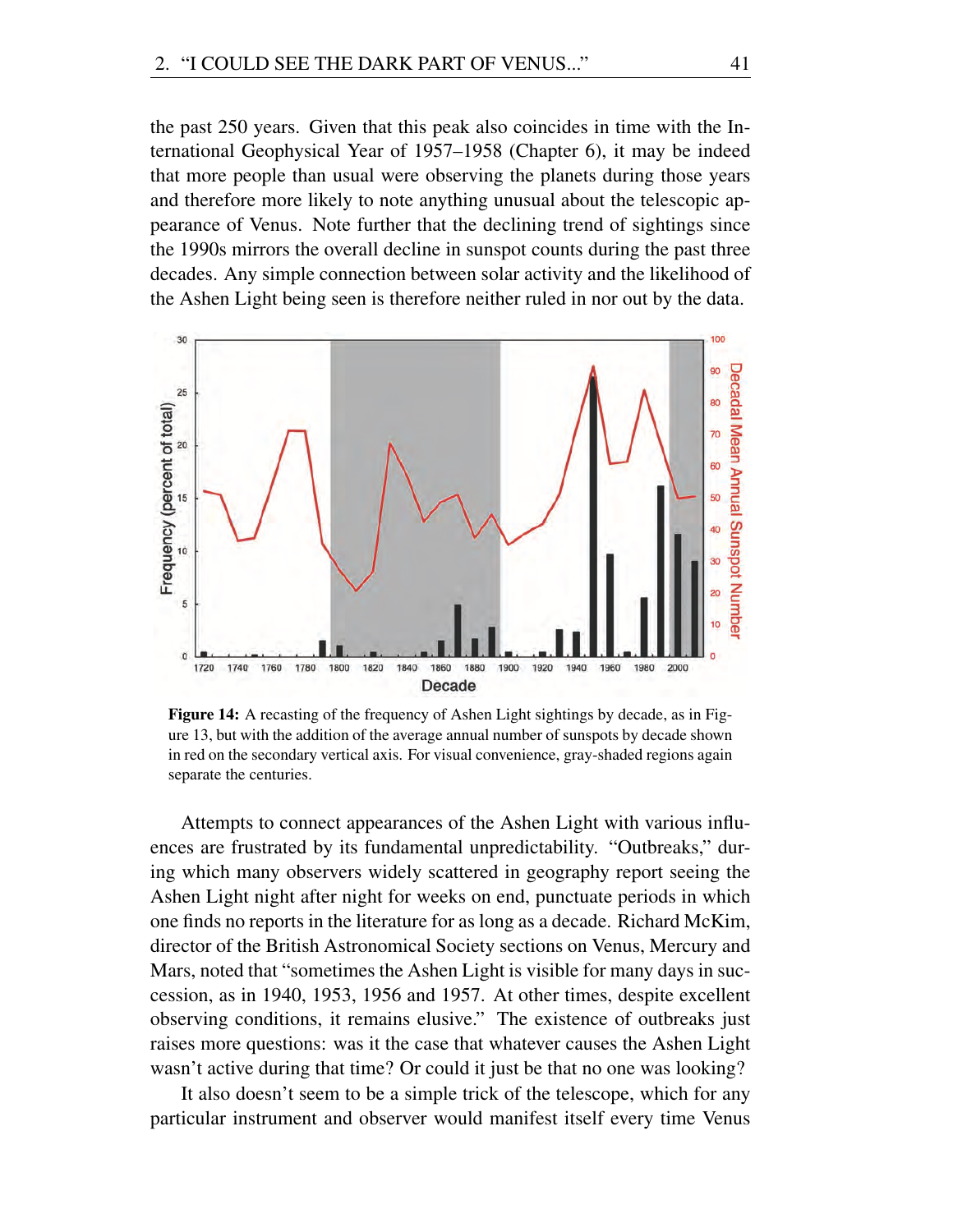the past 250 years. Given that this peak also coincides in time with the International Geophysical Year of 1957–1958 (Chapter 6), it may be indeed that more people than usual were observing the planets during those years and therefore more likely to note anything unusual about the telescopic appearance of Venus. Note further that the declining trend of sightings since the 1990s mirrors the overall decline in sunspot counts during the past three decades. Any simple connection between solar activity and the likelihood of the Ashen Light being seen is therefore neither ruled in nor out by the data.

**Figure 14:** A recasting of the frequency of Ashen Light sightings by decade, as in Figure 13, but with the addition of the average annual number of sunspots by decade shown in red on the secondary vertical axis. For visual convenience, gray-shaded regions again separate the centuries.

Attempts to connect appearances of the Ashen Light with various influences are frustrated by its fundamental unpredictability. "Outbreaks," during which many observers widely scattered in geography report seeing the Ashen Light night after night for weeks on end, punctuate periods in which one finds no reports in the literature for as long as a decade. Richard McKim, director of the British Astronomical Society sections on Venus, Mercury and Mars, noted that "sometimes the Ashen Light is visible for many days in succession, as in 1940, 1953, 1956 and 1957. At other times, despite excellent observing conditions, it remains elusive." The existence of outbreaks just raises more questions: was it the case that whatever causes the Ashen Light wasn't active during that time? Or could it just be that no one was looking?

It also doesn't seem to be a simple trick of the telescope, which for any particular instrument and observer would manifest itself every time Venus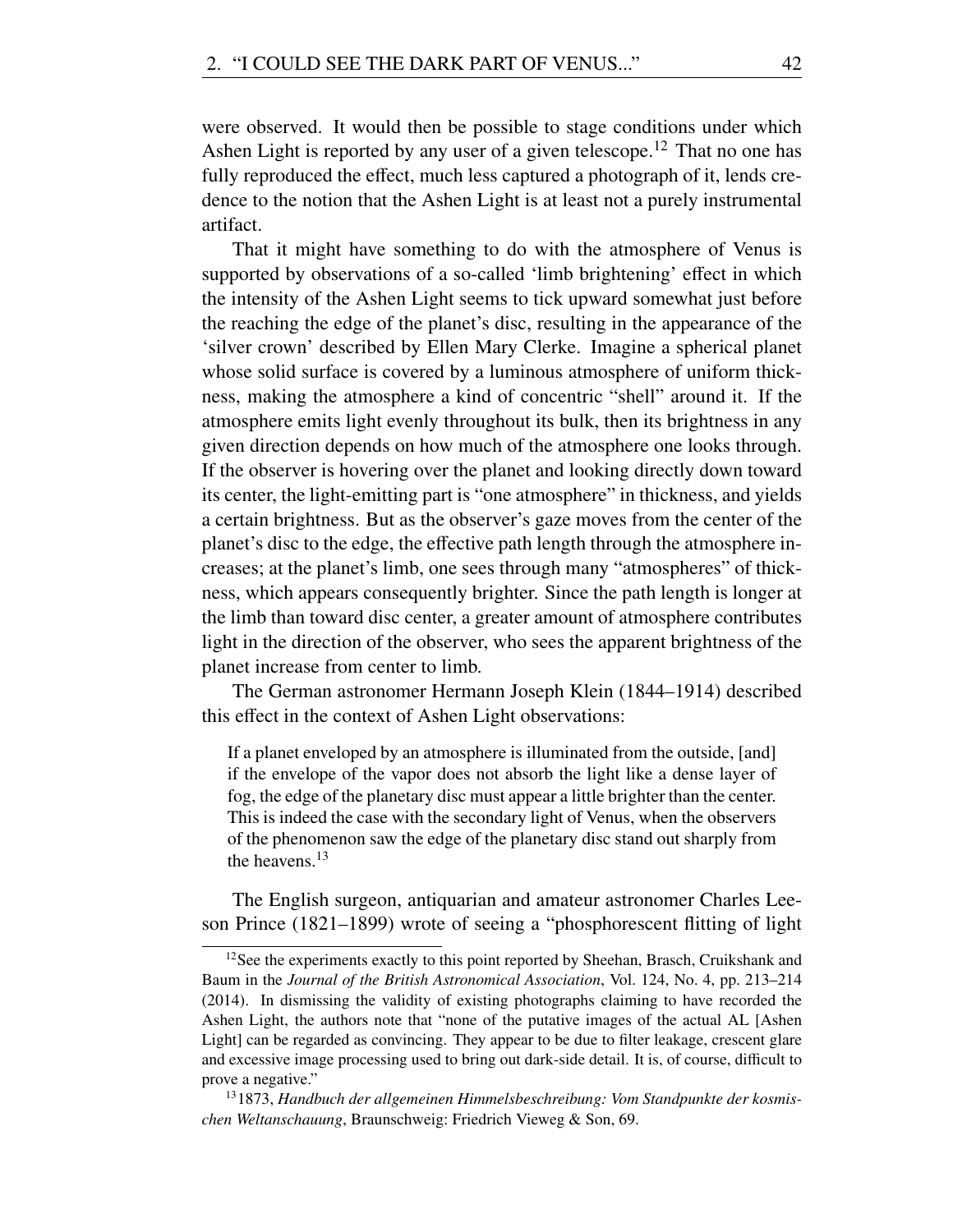were observed. It would then be possible to stage conditions under which Ashen Light is reported by any user of a given telescope.[12] That no one has fully reproduced the effect, much less captured a photograph of it, lends credence to the notion that the Ashen Light is at least not a purely instrumental artifact.

That it might have something to do with the atmosphere of Venus is supported by observations of a so-called 'limb brightening' effect in which the intensity of the Ashen Light seems to tick upward somewhat just before the reaching the edge of the planet's disc, resulting in the appearance of the 'silver crown' described by Ellen Mary Clerke. Imagine a spherical planet whose solid surface is covered by a luminous atmosphere of uniform thickness, making the atmosphere a kind of concentric "shell" around it. If the atmosphere emits light evenly throughout its bulk, then its brightness in any given direction depends on how much of the atmosphere one looks through. If the observer is hovering over the planet and looking directly down toward its center, the light-emitting part is "one atmosphere" in thickness, and yields a certain brightness. But as the observer's gaze moves from the center of the planet's disc to the edge, the effective path length through the atmosphere increases; at the planet's limb, one sees through many "atmospheres" of thickness, which appears consequently brighter. Since the path length is longer at the limb than toward disc center, a greater amount of atmosphere contributes light in the direction of the observer, who sees the apparent brightness of the planet increase from center to limb.

The German astronomer Hermann Joseph Klein (1844–1914) described this effect in the context of Ashen Light observations:

> If a planet enveloped by an atmosphere is illuminated from the outside, [and] if the envelope of the vapor does not absorb the light like a dense layer of fog, the edge of the planetary disc must appear a little brighter than the center. This is indeed the case with the secondary light of Venus, when the observers of the phenomenon saw the edge of the planetary disc stand out sharply from the heavens.[13]

The English surgeon, antiquarian and amateur astronomer Charles Leeson Prince (1821–1899) wrote of seeing a "phosphorescent flitting of light

---

[12] See the experiments exactly to this point reported by Sheehan, Brasch, Cruikshank and Baum in the *Journal of the British Astronomical Association*, Vol. 124, No. 4, pp. 213–214 (2014). In dismissing the validity of existing photographs claiming to have recorded the Ashen Light, the authors note that "none of the putative images of the actual AL [Ashen Light] can be regarded as convincing. They appear to be due to filter leakage, crescent glare and excessive image processing used to bring out dark-side detail. It is, of course, difficult to prove a negative."

[13] 1873, *Handbuch der allgemeinen Himmelsbeschreibung: Vom Standpunkte der kosmischen Weltanschauung*, Braunschweig: Friedrich Vieweg & Son, 69.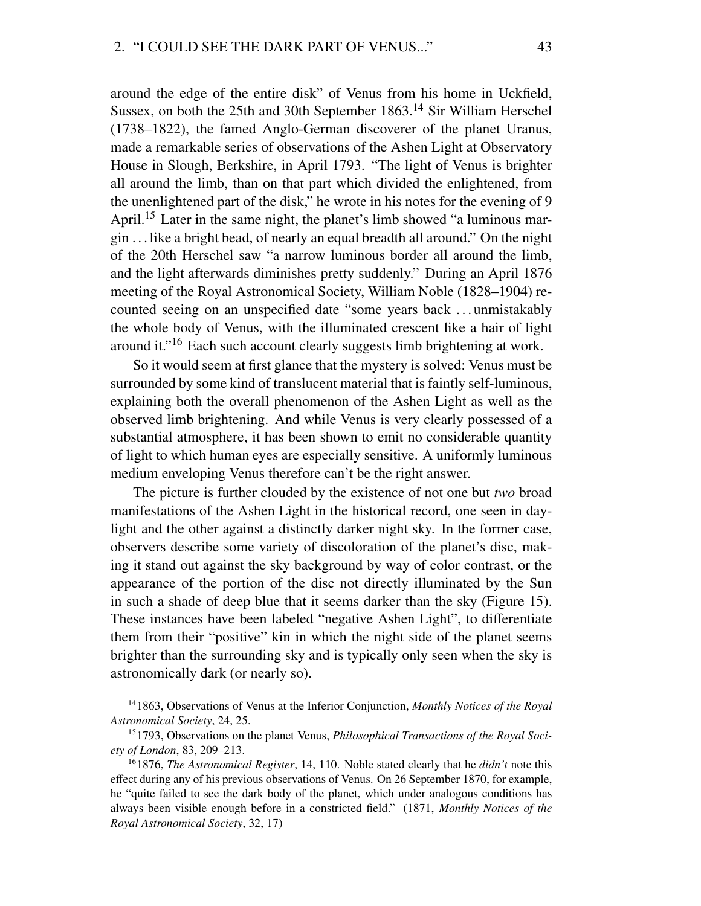around the edge of the entire disk" of Venus from his home in Uckfield, Sussex, on both the 25th and 30th September 1863.[14] Sir William Herschel (1738–1822), the famed Anglo-German discoverer of the planet Uranus, made a remarkable series of observations of the Ashen Light at Observatory House in Slough, Berkshire, in April 1793. "The light of Venus is brighter all around the limb, than on that part which divided the enlightened, from the unenlightened part of the disk," he wrote in his notes for the evening of 9 April.[15] Later in the same night, the planet's limb showed "a luminous margin . . . like a bright bead, of nearly an equal breadth all around." On the night of the 20th Herschel saw "a narrow luminous border all around the limb, and the light afterwards diminishes pretty suddenly." During an April 1876 meeting of the Royal Astronomical Society, William Noble (1828–1904) recounted seeing on an unspecified date "some years back . . . unmistakably the whole body of Venus, with the illuminated crescent like a hair of light around it."[16] Each such account clearly suggests limb brightening at work.

So it would seem at first glance that the mystery is solved: Venus must be surrounded by some kind of translucent material that is faintly self-luminous, explaining both the overall phenomenon of the Ashen Light as well as the observed limb brightening. And while Venus is very clearly possessed of a substantial atmosphere, it has been shown to emit no considerable quantity of light to which human eyes are especially sensitive. A uniformly luminous medium enveloping Venus therefore can't be the right answer.

The picture is further clouded by the existence of not one but *two* broad manifestations of the Ashen Light in the historical record, one seen in daylight and the other against a distinctly darker night sky. In the former case, observers describe some variety of discoloration of the planet's disc, making it stand out against the sky background by way of color contrast, or the appearance of the portion of the disc not directly illuminated by the Sun in such a shade of deep blue that it seems darker than the sky (Figure 15). These instances have been labeled "negative Ashen Light", to differentiate them from their "positive" kin in which the night side of the planet seems brighter than the surrounding sky and is typically only seen when the sky is astronomically dark (or nearly so).

---

[14] 1863, Observations of Venus at the Inferior Conjunction, *Monthly Notices of the Royal Astronomical Society*, 24, 25.

[15] 1793, Observations on the planet Venus, *Philosophical Transactions of the Royal Society of London*, 83, 209–213.

[16] 1876, *The Astronomical Register*, 14, 110. Noble stated clearly that he *didn't* note this effect during any of his previous observations of Venus. On 26 September 1870, for example, he "quite failed to see the dark body of the planet, which under analogous conditions has always been visible enough before in a constricted field." (1871, *Monthly Notices of the Royal Astronomical Society*, 32, 17)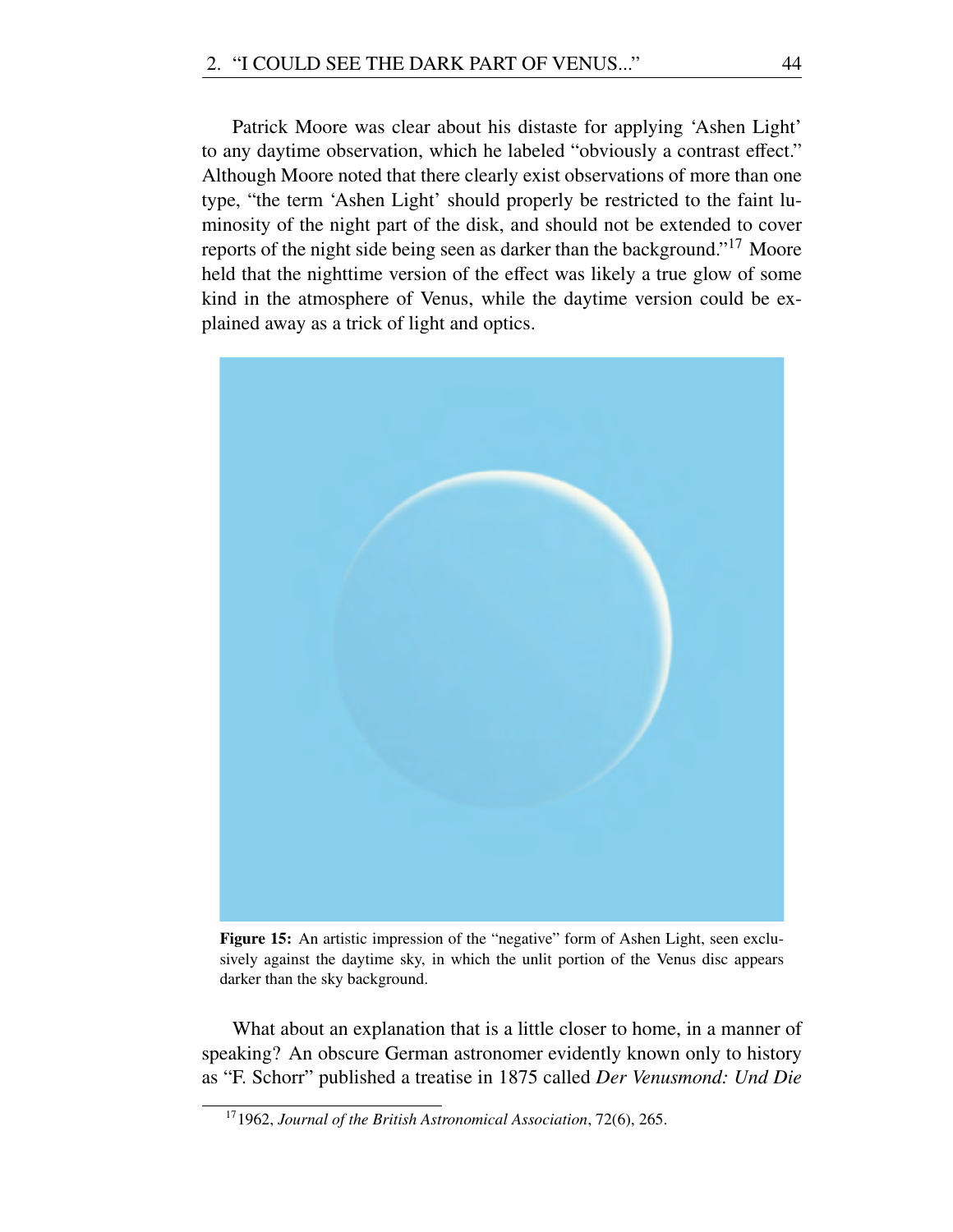Patrick Moore was clear about his distaste for applying 'Ashen Light' to any daytime observation, which he labeled "obviously a contrast effect." Although Moore noted that there clearly exist observations of more than one type, "the term 'Ashen Light' should properly be restricted to the faint luminosity of the night part of the disk, and should not be extended to cover reports of the night side being seen as darker than the background."[17] Moore held that the nighttime version of the effect was likely a true glow of some kind in the atmosphere of Venus, while the daytime version could be explained away as a trick of light and optics.

**Figure 15:** An artistic impression of the "negative" form of Ashen Light, seen exclusively against the daytime sky, in which the unlit portion of the Venus disc appears darker than the sky background.

What about an explanation that is a little closer to home, in a manner of speaking? An obscure German astronomer evidently known only to history as "F. Schorr" published a treatise in 1875 called *Der Venusmond: Und Die*

[17] 1962, *Journal of the British Astronomical Association*, 72(6), 265.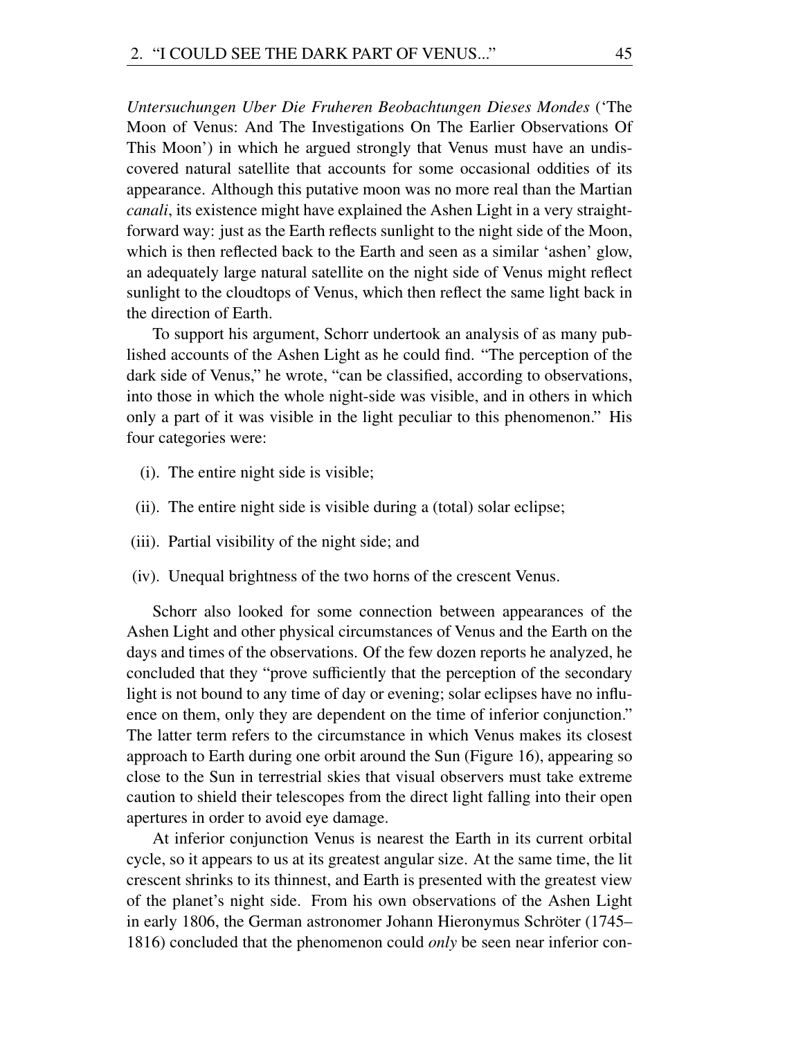*Untersuchungen Uber Die Fruheren Beobachtungen Dieses Mondes* ('The Moon of Venus: And The Investigations On The Earlier Observations Of This Moon') in which he argued strongly that Venus must have an undiscovered natural satellite that accounts for some occasional oddities of its appearance. Although this putative moon was no more real than the Martian *canali*, its existence might have explained the Ashen Light in a very straightforward way: just as the Earth reflects sunlight to the night side of the Moon, which is then reflected back to the Earth and seen as a similar 'ashen' glow, an adequately large natural satellite on the night side of Venus might reflect sunlight to the cloudtops of Venus, which then reflect the same light back in the direction of Earth.

To support his argument, Schorr undertook an analysis of as many published accounts of the Ashen Light as he could find. "The perception of the dark side of Venus," he wrote, "can be classified, according to observations, into those in which the whole night-side was visible, and in others in which only a part of it was visible in the light peculiar to this phenomenon." His four categories were:

(i). The entire night side is visible;

(ii). The entire night side is visible during a (total) solar eclipse;

(iii). Partial visibility of the night side; and

(iv). Unequal brightness of the two horns of the crescent Venus.

Schorr also looked for some connection between appearances of the Ashen Light and other physical circumstances of Venus and the Earth on the days and times of the observations. Of the few dozen reports he analyzed, he concluded that they "prove sufficiently that the perception of the secondary light is not bound to any time of day or evening; solar eclipses have no influence on them, only they are dependent on the time of inferior conjunction." The latter term refers to the circumstance in which Venus makes its closest approach to Earth during one orbit around the Sun (Figure 16), appearing so close to the Sun in terrestrial skies that visual observers must take extreme caution to shield their telescopes from the direct light falling into their open apertures in order to avoid eye damage.

At inferior conjunction Venus is nearest the Earth in its current orbital cycle, so it appears to us at its greatest angular size. At the same time, the lit crescent shrinks to its thinnest, and Earth is presented with the greatest view of the planet's night side. From his own observations of the Ashen Light in early 1806, the German astronomer Johann Hieronymus Schröter (1745–1816) concluded that the phenomenon could *only* be seen near inferior con-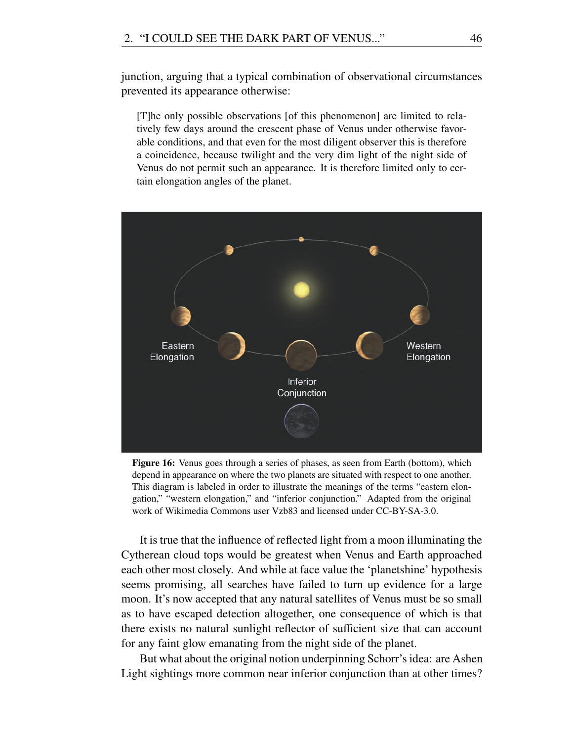junction, arguing that a typical combination of observational circumstances prevented its appearance otherwise:

> [T]he only possible observations [of this phenomenon] are limited to relatively few days around the crescent phase of Venus under otherwise favorable conditions, and that even for the most diligent observer this is therefore a coincidence, because twilight and the very dim light of the night side of Venus do not permit such an appearance. It is therefore limited only to certain elongation angles of the planet.

**Figure 16:** Venus goes through a series of phases, as seen from Earth (bottom), which depend in appearance on where the two planets are situated with respect to one another. This diagram is labeled in order to illustrate the meanings of the terms "eastern elongation," "western elongation," and "inferior conjunction." Adapted from the original work of Wikimedia Commons user Vzb83 and licensed under CC-BY-SA-3.0.

It is true that the influence of reflected light from a moon illuminating the Cytherean cloud tops would be greatest when Venus and Earth approached each other most closely. And while at face value the 'planetshine' hypothesis seems promising, all searches have failed to turn up evidence for a large moon. It's now accepted that any natural satellites of Venus must be so small as to have escaped detection altogether, one consequence of which is that there exists no natural sunlight reflector of sufficient size that can account for any faint glow emanating from the night side of the planet.

But what about the original notion underpinning Schorr's idea: are Ashen Light sightings more common near inferior conjunction than at other times?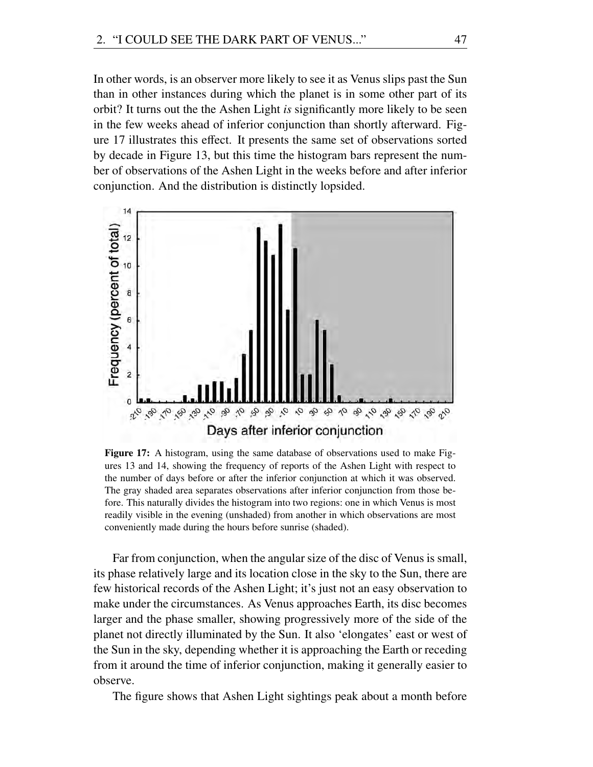In other words, is an observer more likely to see it as Venus slips past the Sun than in other instances during which the planet is in some other part of its orbit? It turns out the the Ashen Light *is* significantly more likely to be seen in the few weeks ahead of inferior conjunction than shortly afterward. Figure 17 illustrates this effect. It presents the same set of observations sorted by decade in Figure 13, but this time the histogram bars represent the number of observations of the Ashen Light in the weeks before and after inferior conjunction. And the distribution is distinctly lopsided.

**Figure 17:** A histogram, using the same database of observations used to make Figures 13 and 14, showing the frequency of reports of the Ashen Light with respect to the number of days before or after the inferior conjunction at which it was observed. The gray shaded area separates observations after inferior conjunction from those before. This naturally divides the histogram into two regions: one in which Venus is most readily visible in the evening (unshaded) from another in which observations are most conveniently made during the hours before sunrise (shaded).

Far from conjunction, when the angular size of the disc of Venus is small, its phase relatively large and its location close in the sky to the Sun, there are few historical records of the Ashen Light; it's just not an easy observation to make under the circumstances. As Venus approaches Earth, its disc becomes larger and the phase smaller, showing progressively more of the side of the planet not directly illuminated by the Sun. It also 'elongates' east or west of the Sun in the sky, depending whether it is approaching the Earth or receding from it around the time of inferior conjunction, making it generally easier to observe.

The figure shows that Ashen Light sightings peak about a month before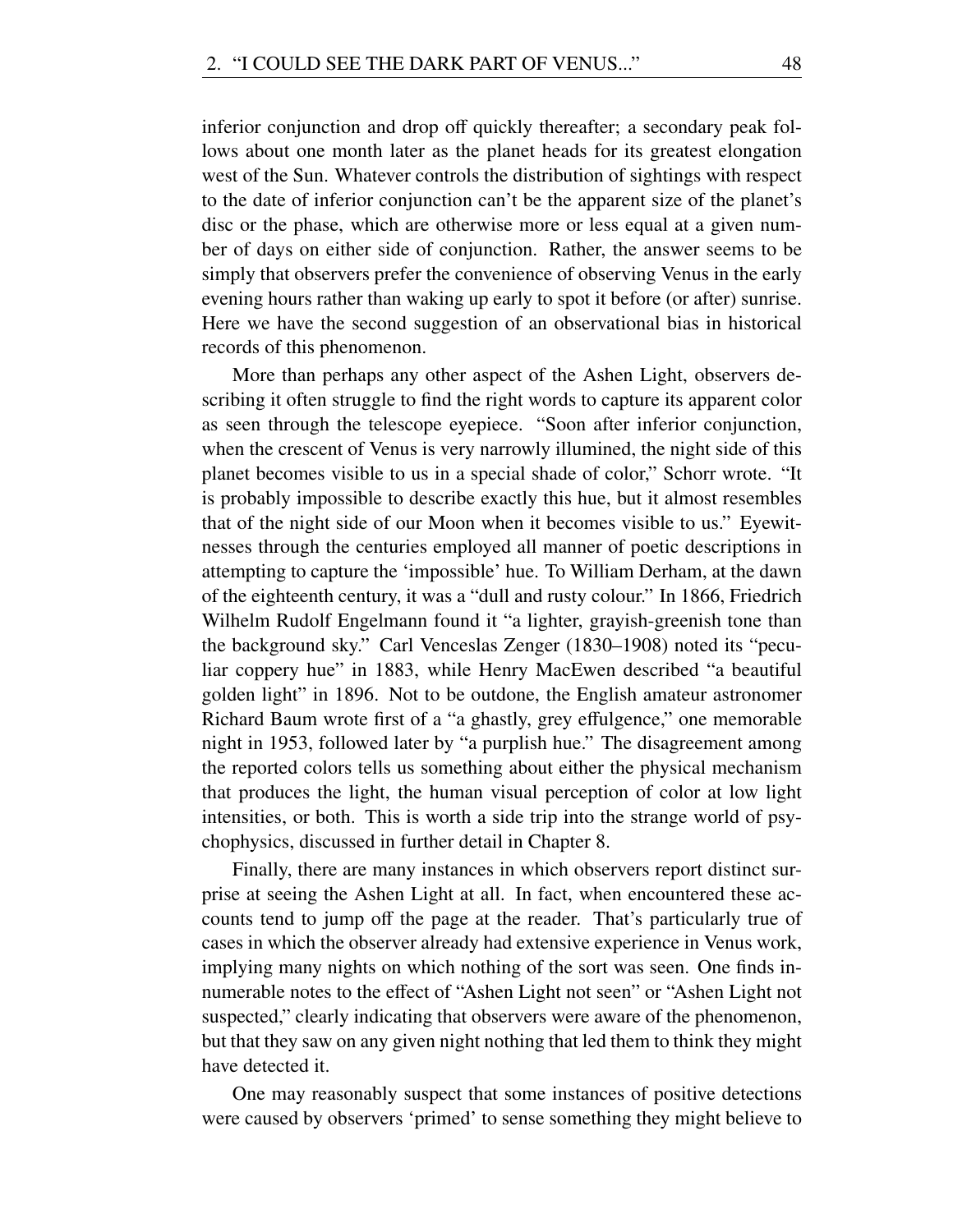inferior conjunction and drop off quickly thereafter; a secondary peak follows about one month later as the planet heads for its greatest elongation west of the Sun. Whatever controls the distribution of sightings with respect to the date of inferior conjunction can't be the apparent size of the planet's disc or the phase, which are otherwise more or less equal at a given number of days on either side of conjunction. Rather, the answer seems to be simply that observers prefer the convenience of observing Venus in the early evening hours rather than waking up early to spot it before (or after) sunrise. Here we have the second suggestion of an observational bias in historical records of this phenomenon.

More than perhaps any other aspect of the Ashen Light, observers describing it often struggle to find the right words to capture its apparent color as seen through the telescope eyepiece. "Soon after inferior conjunction, when the crescent of Venus is very narrowly illumined, the night side of this planet becomes visible to us in a special shade of color," Schorr wrote. "It is probably impossible to describe exactly this hue, but it almost resembles that of the night side of our Moon when it becomes visible to us." Eyewitnesses through the centuries employed all manner of poetic descriptions in attempting to capture the 'impossible' hue. To William Derham, at the dawn of the eighteenth century, it was a "dull and rusty colour." In 1866, Friedrich Wilhelm Rudolf Engelmann found it "a lighter, grayish-greenish tone than the background sky." Carl Venceslas Zenger (1830–1908) noted its "peculiar coppery hue" in 1883, while Henry MacEwen described "a beautiful golden light" in 1896. Not to be outdone, the English amateur astronomer Richard Baum wrote first of a "a ghastly, grey effulgence," one memorable night in 1953, followed later by "a purplish hue." The disagreement among the reported colors tells us something about either the physical mechanism that produces the light, the human visual perception of color at low light intensities, or both. This is worth a side trip into the strange world of psychophysics, discussed in further detail in Chapter 8.

Finally, there are many instances in which observers report distinct surprise at seeing the Ashen Light at all. In fact, when encountered these accounts tend to jump off the page at the reader. That's particularly true of cases in which the observer already had extensive experience in Venus work, implying many nights on which nothing of the sort was seen. One finds innumerable notes to the effect of "Ashen Light not seen" or "Ashen Light not suspected," clearly indicating that observers were aware of the phenomenon, but that they saw on any given night nothing that led them to think they might have detected it.

One may reasonably suspect that some instances of positive detections were caused by observers 'primed' to sense something they might believe to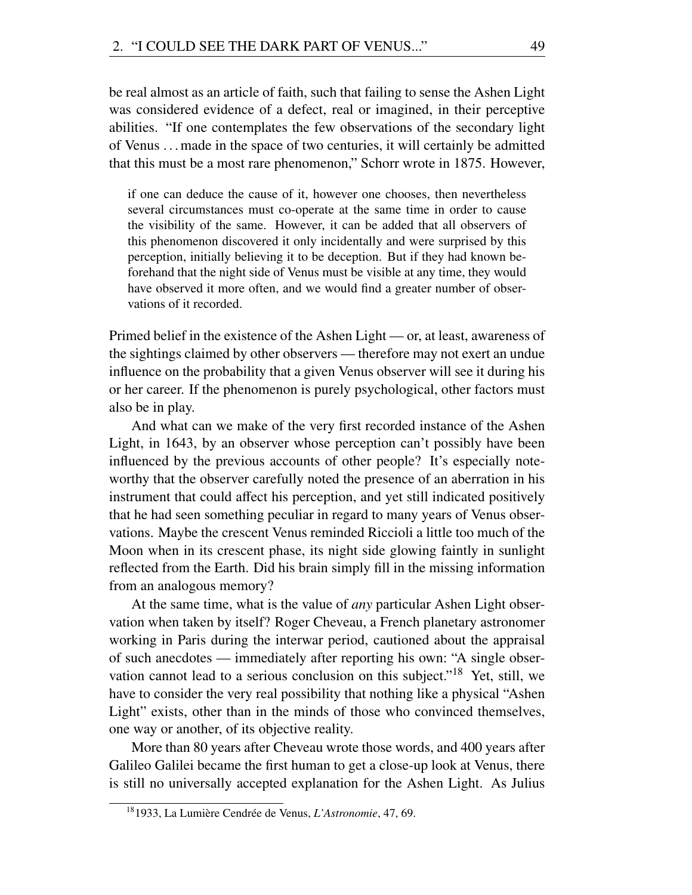be real almost as an article of faith, such that failing to sense the Ashen Light was considered evidence of a defect, real or imagined, in their perceptive abilities. "If one contemplates the few observations of the secondary light of Venus . . . made in the space of two centuries, it will certainly be admitted that this must be a most rare phenomenon," Schorr wrote in 1875. However,

> if one can deduce the cause of it, however one chooses, then nevertheless several circumstances must co-operate at the same time in order to cause the visibility of the same. However, it can be added that all observers of this phenomenon discovered it only incidentally and were surprised by this perception, initially believing it to be deception. But if they had known beforehand that the night side of Venus must be visible at any time, they would have observed it more often, and we would find a greater number of observations of it recorded.

Primed belief in the existence of the Ashen Light — or, at least, awareness of the sightings claimed by other observers — therefore may not exert an undue influence on the probability that a given Venus observer will see it during his or her career. If the phenomenon is purely psychological, other factors must also be in play.

And what can we make of the very first recorded instance of the Ashen Light, in 1643, by an observer whose perception can't possibly have been influenced by the previous accounts of other people? It's especially noteworthy that the observer carefully noted the presence of an aberration in his instrument that could affect his perception, and yet still indicated positively that he had seen something peculiar in regard to many years of Venus observations. Maybe the crescent Venus reminded Riccioli a little too much of the Moon when in its crescent phase, its night side glowing faintly in sunlight reflected from the Earth. Did his brain simply fill in the missing information from an analogous memory?

At the same time, what is the value of *any* particular Ashen Light observation when taken by itself? Roger Cheveau, a French planetary astronomer working in Paris during the interwar period, cautioned about the appraisal of such anecdotes — immediately after reporting his own: "A single observation cannot lead to a serious conclusion on this subject."[18] Yet, still, we have to consider the very real possibility that nothing like a physical "Ashen Light" exists, other than in the minds of those who convinced themselves, one way or another, of its objective reality.

More than 80 years after Cheveau wrote those words, and 400 years after Galileo Galilei became the first human to get a close-up look at Venus, there is still no universally accepted explanation for the Ashen Light. As Julius

[18] 1933, La Lumière Cendrée de Venus, *L'Astronomie*, 47, 69.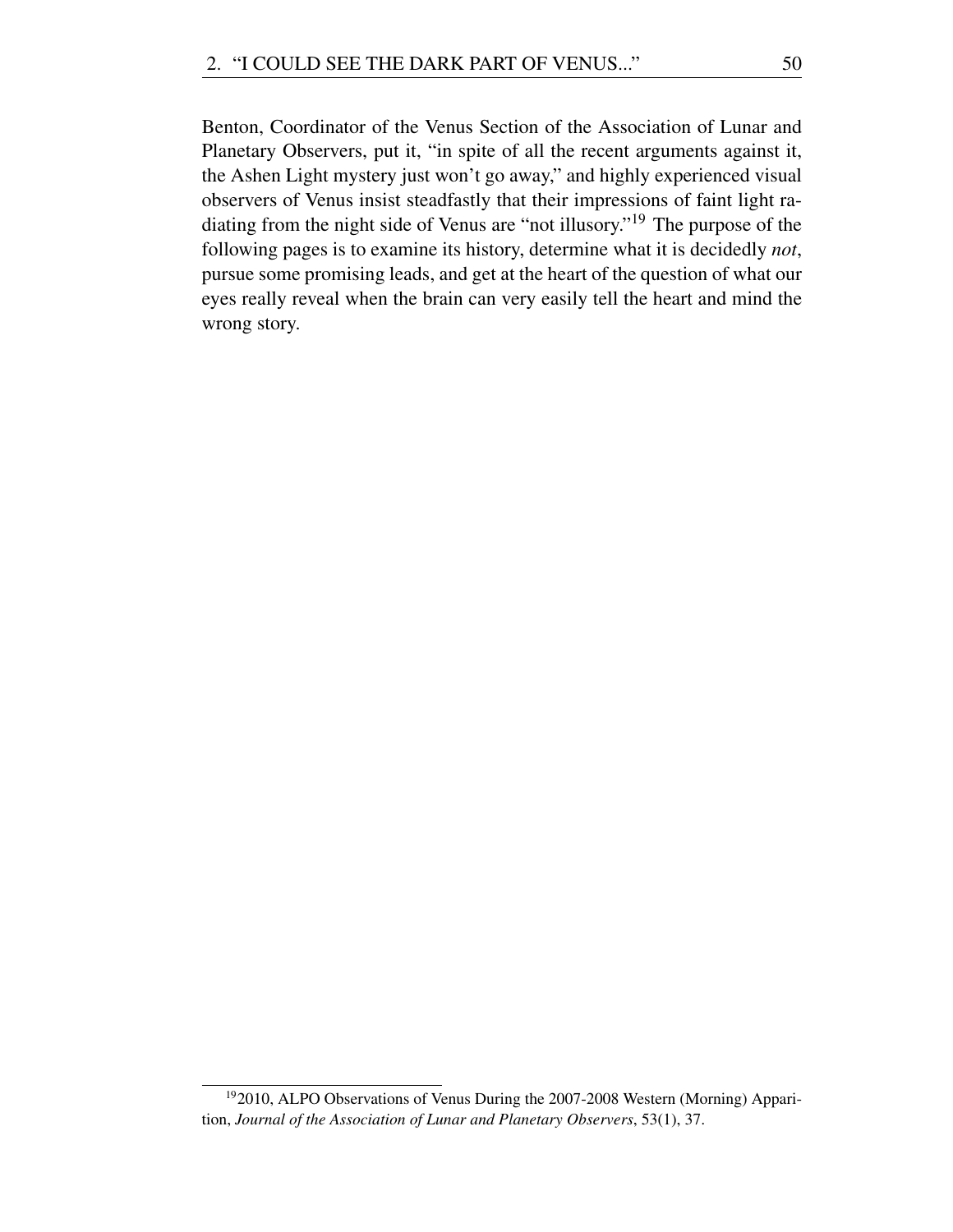Benton, Coordinator of the Venus Section of the Association of Lunar and Planetary Observers, put it, "in spite of all the recent arguments against it, the Ashen Light mystery just won't go away," and highly experienced visual observers of Venus insist steadfastly that their impressions of faint light radiating from the night side of Venus are "not illusory."[19] The purpose of the following pages is to examine its history, determine what it is decidedly *not*, pursue some promising leads, and get at the heart of the question of what our eyes really reveal when the brain can very easily tell the heart and mind the wrong story.

---

[19] 2010, ALPO Observations of Venus During the 2007-2008 Western (Morning) Apparition, *Journal of the Association of Lunar and Planetary Observers*, 53(1), 37.